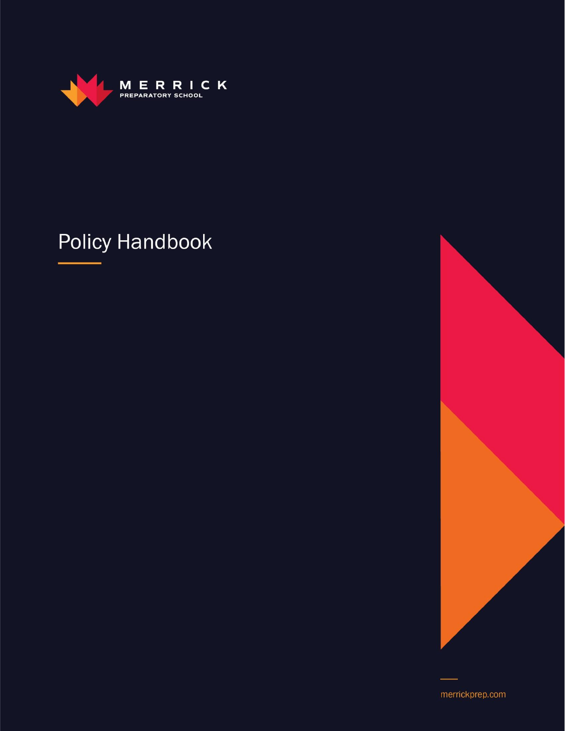MERRICK

PREPARATORY SCHOOL

# Policy Handbook

merrickprep.com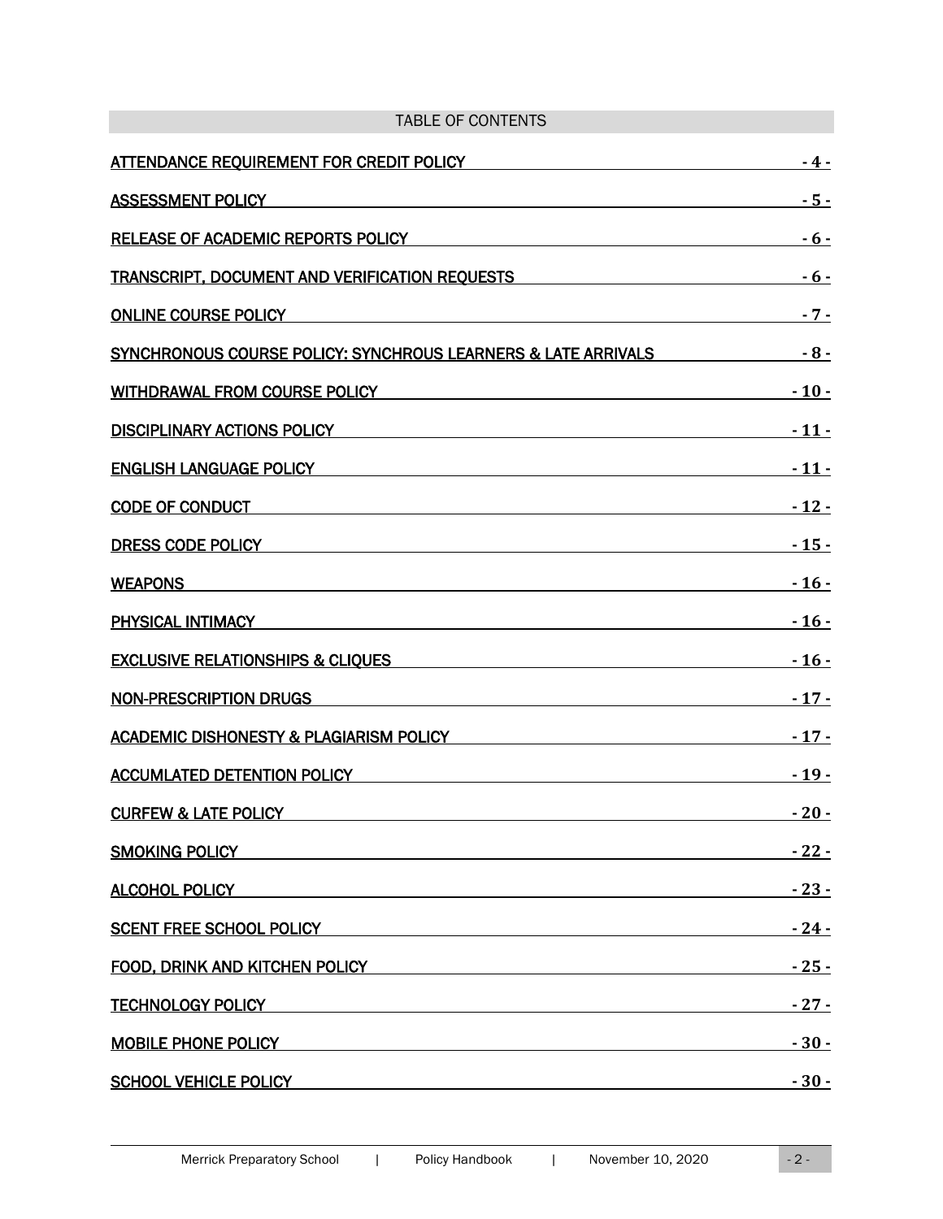## TABLE OF CONTENTS

| | |
|---|---|
| ATTENDANCE REQUIREMENT FOR CREDIT POLICY | - 4 - |
| ASSESSMENT POLICY | - 5 - |
| RELEASE OF ACADEMIC REPORTS POLICY | - 6 - |
| TRANSCRIPT, DOCUMENT AND VERIFICATION REQUESTS | - 6 - |
| ONLINE COURSE POLICY | - 7 - |
| SYNCHRONOUS COURSE POLICY: SYNCHROUS LEARNERS & LATE ARRIVALS | - 8 - |
| WITHDRAWAL FROM COURSE POLICY | - 10 - |
| DISCIPLINARY ACTIONS POLICY | - 11 - |
| ENGLISH LANGUAGE POLICY | - 11 - |
| CODE OF CONDUCT | - 12 - |
| DRESS CODE POLICY | - 15 - |
| WEAPONS | - 16 - |
| PHYSICAL INTIMACY | - 16 - |
| EXCLUSIVE RELATIONSHIPS & CLIQUES | - 16 - |
| NON-PRESCRIPTION DRUGS | - 17 - |
| ACADEMIC DISHONESTY & PLAGIARISM POLICY | - 17 - |
| ACCUMLATED DETENTION POLICY | - 19 - |
| CURFEW & LATE POLICY | - 20 - |
| SMOKING POLICY | - 22 - |
| ALCOHOL POLICY | - 23 - |
| SCENT FREE SCHOOL POLICY | - 24 - |
| FOOD, DRINK AND KITCHEN POLICY | - 25 - |
| TECHNOLOGY POLICY | - 27 - |
| MOBILE PHONE POLICY | - 30 - |
| SCHOOL VEHICLE POLICY | - 30 - |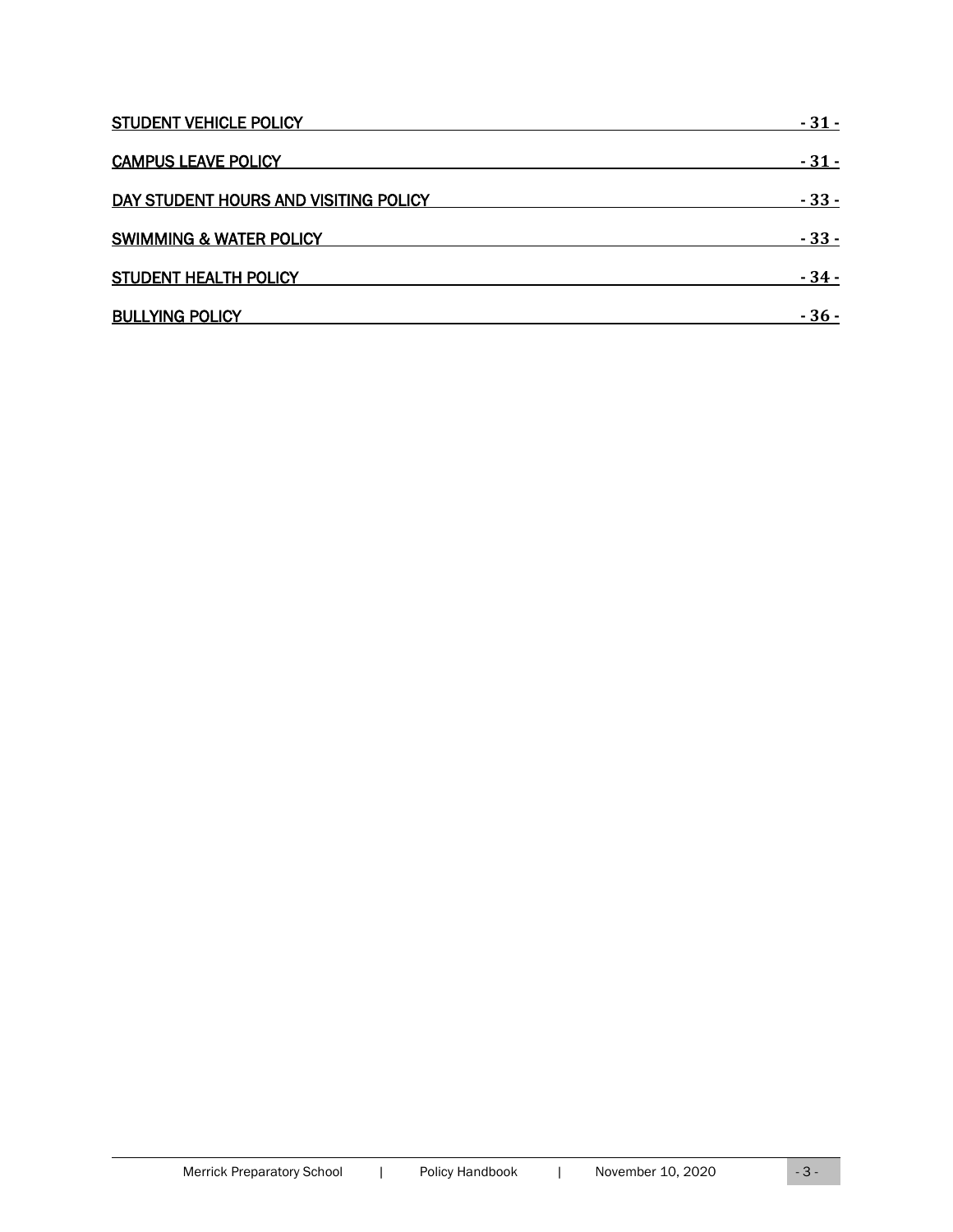| | |
|---|---|
| STUDENT VEHICLE POLICY | - 31 - |
| CAMPUS LEAVE POLICY | - 31 - |
| DAY STUDENT HOURS AND VISITING POLICY | - 33 - |
| SWIMMING & WATER POLICY | - 33 - |
| STUDENT HEALTH POLICY | - 34 - |
| BULLYING POLICY | - 36 - |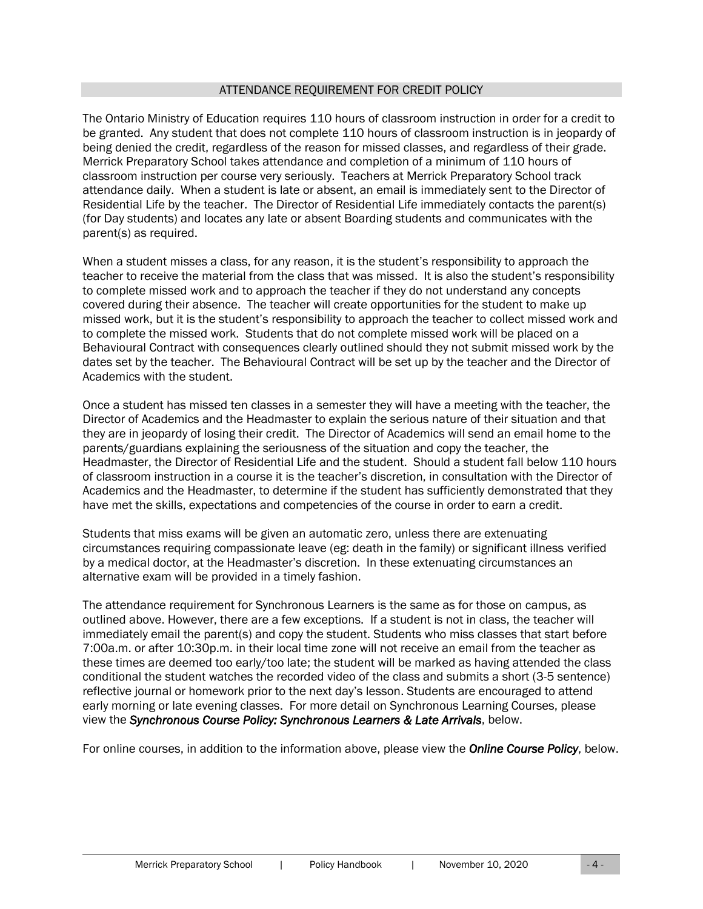## ATTENDANCE REQUIREMENT FOR CREDIT POLICY

The Ontario Ministry of Education requires 110 hours of classroom instruction in order for a credit to be granted. Any student that does not complete 110 hours of classroom instruction is in jeopardy of being denied the credit, regardless of the reason for missed classes, and regardless of their grade. Merrick Preparatory School takes attendance and completion of a minimum of 110 hours of classroom instruction per course very seriously. Teachers at Merrick Preparatory School track attendance daily. When a student is late or absent, an email is immediately sent to the Director of Residential Life by the teacher. The Director of Residential Life immediately contacts the parent(s) (for Day students) and locates any late or absent Boarding students and communicates with the parent(s) as required.

When a student misses a class, for any reason, it is the student's responsibility to approach the teacher to receive the material from the class that was missed. It is also the student's responsibility to complete missed work and to approach the teacher if they do not understand any concepts covered during their absence. The teacher will create opportunities for the student to make up missed work, but it is the student's responsibility to approach the teacher to collect missed work and to complete the missed work. Students that do not complete missed work will be placed on a Behavioural Contract with consequences clearly outlined should they not submit missed work by the dates set by the teacher. The Behavioural Contract will be set up by the teacher and the Director of Academics with the student.

Once a student has missed ten classes in a semester they will have a meeting with the teacher, the Director of Academics and the Headmaster to explain the serious nature of their situation and that they are in jeopardy of losing their credit. The Director of Academics will send an email home to the parents/guardians explaining the seriousness of the situation and copy the teacher, the Headmaster, the Director of Residential Life and the student. Should a student fall below 110 hours of classroom instruction in a course it is the teacher's discretion, in consultation with the Director of Academics and the Headmaster, to determine if the student has sufficiently demonstrated that they have met the skills, expectations and competencies of the course in order to earn a credit.

Students that miss exams will be given an automatic zero, unless there are extenuating circumstances requiring compassionate leave (eg: death in the family) or significant illness verified by a medical doctor, at the Headmaster's discretion. In these extenuating circumstances an alternative exam will be provided in a timely fashion.

The attendance requirement for Synchronous Learners is the same as for those on campus, as outlined above. However, there are a few exceptions. If a student is not in class, the teacher will immediately email the parent(s) and copy the student. Students who miss classes that start before 7:00a.m. or after 10:30p.m. in their local time zone will not receive an email from the teacher as these times are deemed too early/too late; the student will be marked as having attended the class conditional the student watches the recorded video of the class and submits a short (3-5 sentence) reflective journal or homework prior to the next day's lesson. Students are encouraged to attend early morning or late evening classes. For more detail on Synchronous Learning Courses, please view the ***Synchronous Course Policy: Synchronous Learners & Late Arrivals***, below.

For online courses, in addition to the information above, please view the ***Online Course Policy***, below.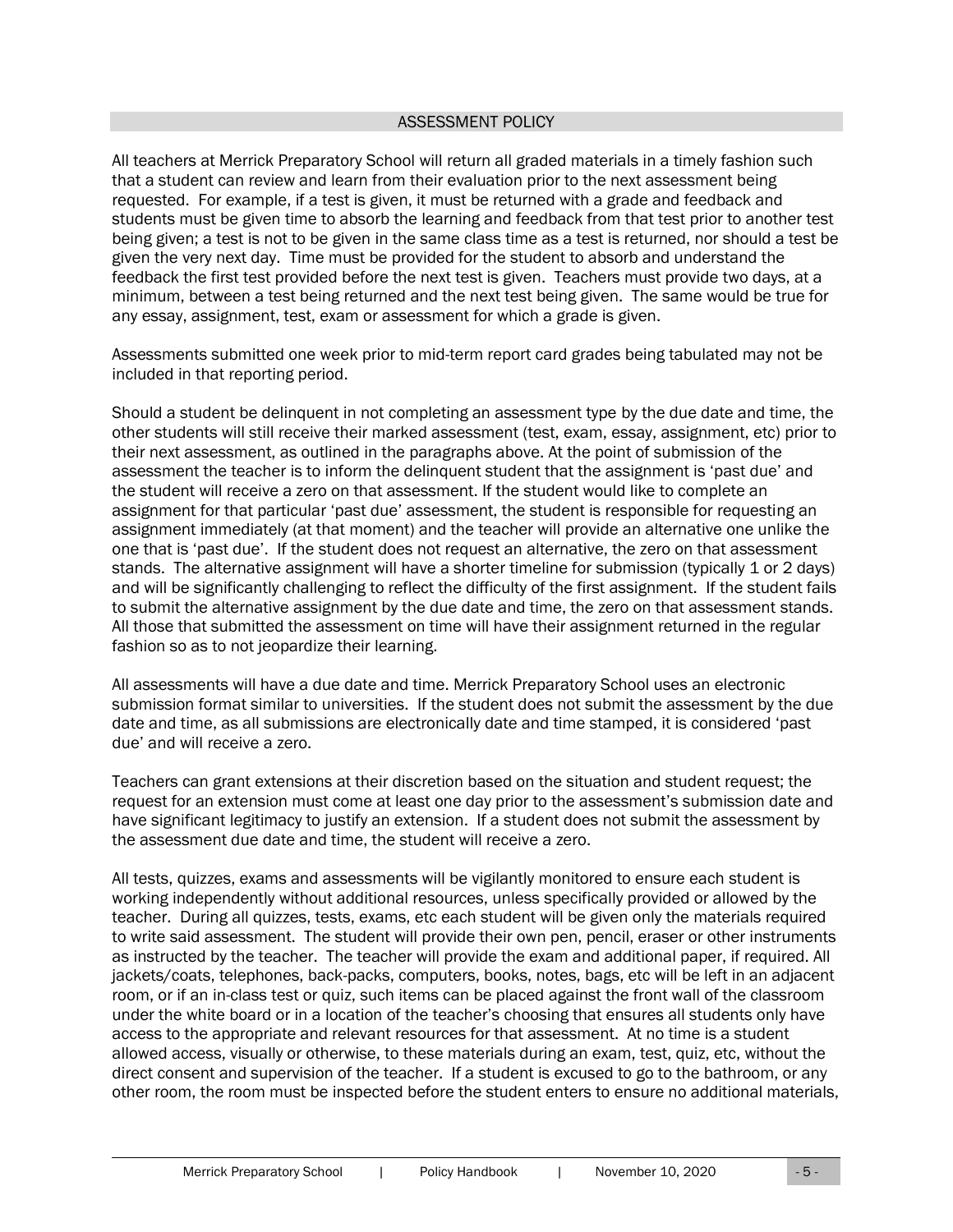## ASSESSMENT POLICY

All teachers at Merrick Preparatory School will return all graded materials in a timely fashion such that a student can review and learn from their evaluation prior to the next assessment being requested. For example, if a test is given, it must be returned with a grade and feedback and students must be given time to absorb the learning and feedback from that test prior to another test being given; a test is not to be given in the same class time as a test is returned, nor should a test be given the very next day. Time must be provided for the student to absorb and understand the feedback the first test provided before the next test is given. Teachers must provide two days, at a minimum, between a test being returned and the next test being given. The same would be true for any essay, assignment, test, exam or assessment for which a grade is given.

Assessments submitted one week prior to mid-term report card grades being tabulated may not be included in that reporting period.

Should a student be delinquent in not completing an assessment type by the due date and time, the other students will still receive their marked assessment (test, exam, essay, assignment, etc) prior to their next assessment, as outlined in the paragraphs above. At the point of submission of the assessment the teacher is to inform the delinquent student that the assignment is 'past due' and the student will receive a zero on that assessment. If the student would like to complete an assignment for that particular 'past due' assessment, the student is responsible for requesting an assignment immediately (at that moment) and the teacher will provide an alternative one unlike the one that is 'past due'. If the student does not request an alternative, the zero on that assessment stands. The alternative assignment will have a shorter timeline for submission (typically 1 or 2 days) and will be significantly challenging to reflect the difficulty of the first assignment. If the student fails to submit the alternative assignment by the due date and time, the zero on that assessment stands. All those that submitted the assessment on time will have their assignment returned in the regular fashion so as to not jeopardize their learning.

All assessments will have a due date and time. Merrick Preparatory School uses an electronic submission format similar to universities. If the student does not submit the assessment by the due date and time, as all submissions are electronically date and time stamped, it is considered 'past due' and will receive a zero.

Teachers can grant extensions at their discretion based on the situation and student request; the request for an extension must come at least one day prior to the assessment's submission date and have significant legitimacy to justify an extension. If a student does not submit the assessment by the assessment due date and time, the student will receive a zero.

All tests, quizzes, exams and assessments will be vigilantly monitored to ensure each student is working independently without additional resources, unless specifically provided or allowed by the teacher. During all quizzes, tests, exams, etc each student will be given only the materials required to write said assessment. The student will provide their own pen, pencil, eraser or other instruments as instructed by the teacher. The teacher will provide the exam and additional paper, if required. All jackets/coats, telephones, back-packs, computers, books, notes, bags, etc will be left in an adjacent room, or if an in-class test or quiz, such items can be placed against the front wall of the classroom under the white board or in a location of the teacher's choosing that ensures all students only have access to the appropriate and relevant resources for that assessment. At no time is a student allowed access, visually or otherwise, to these materials during an exam, test, quiz, etc, without the direct consent and supervision of the teacher. If a student is excused to go to the bathroom, or any other room, the room must be inspected before the student enters to ensure no additional materials,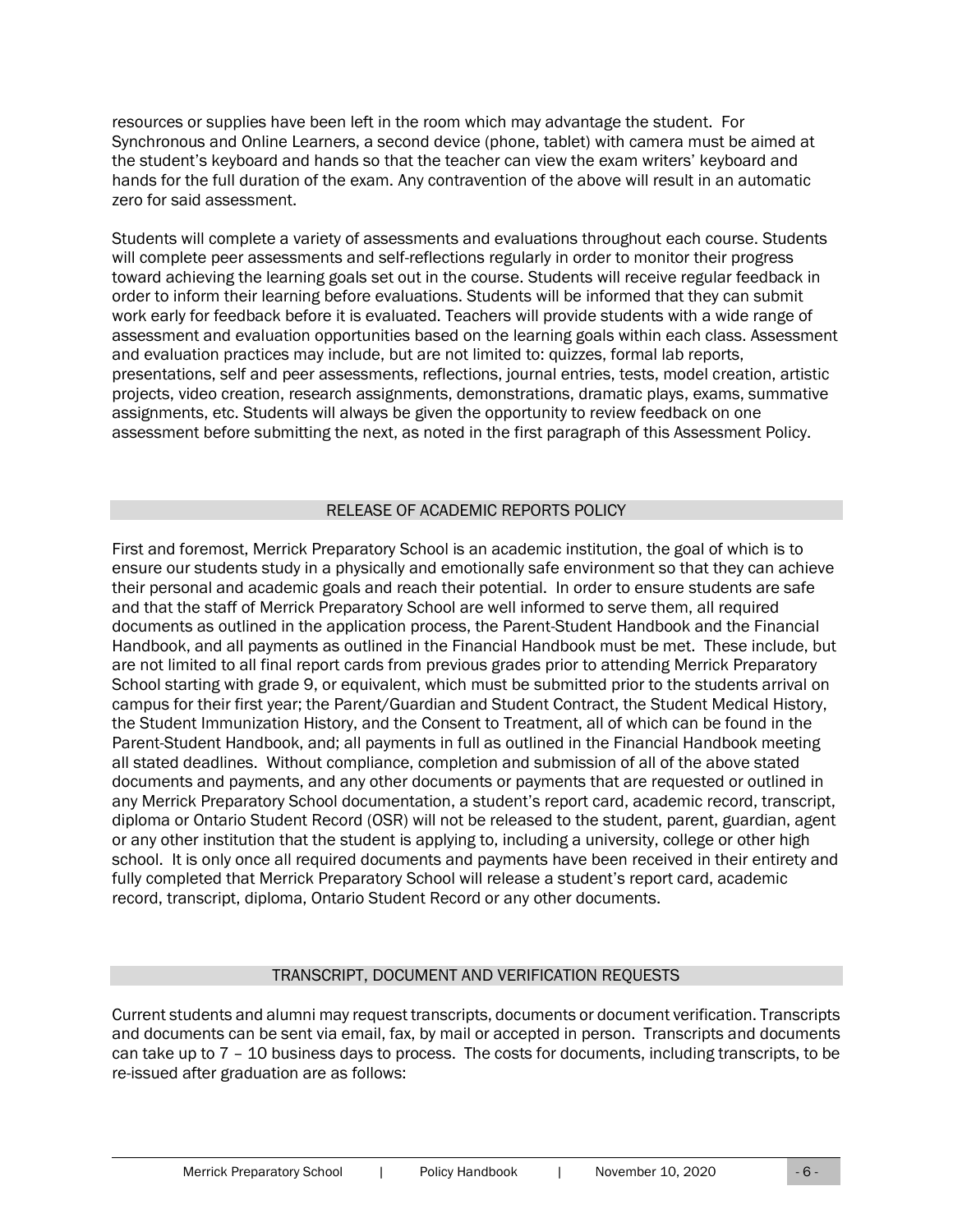resources or supplies have been left in the room which may advantage the student. For Synchronous and Online Learners, a second device (phone, tablet) with camera must be aimed at the student's keyboard and hands so that the teacher can view the exam writers' keyboard and hands for the full duration of the exam. Any contravention of the above will result in an automatic zero for said assessment.

Students will complete a variety of assessments and evaluations throughout each course. Students will complete peer assessments and self-reflections regularly in order to monitor their progress toward achieving the learning goals set out in the course. Students will receive regular feedback in order to inform their learning before evaluations. Students will be informed that they can submit work early for feedback before it is evaluated. Teachers will provide students with a wide range of assessment and evaluation opportunities based on the learning goals within each class. Assessment and evaluation practices may include, but are not limited to: quizzes, formal lab reports, presentations, self and peer assessments, reflections, journal entries, tests, model creation, artistic projects, video creation, research assignments, demonstrations, dramatic plays, exams, summative assignments, etc. Students will always be given the opportunity to review feedback on one assessment before submitting the next, as noted in the first paragraph of this Assessment Policy.

## RELEASE OF ACADEMIC REPORTS POLICY

First and foremost, Merrick Preparatory School is an academic institution, the goal of which is to ensure our students study in a physically and emotionally safe environment so that they can achieve their personal and academic goals and reach their potential. In order to ensure students are safe and that the staff of Merrick Preparatory School are well informed to serve them, all required documents as outlined in the application process, the Parent-Student Handbook and the Financial Handbook, and all payments as outlined in the Financial Handbook must be met. These include, but are not limited to all final report cards from previous grades prior to attending Merrick Preparatory School starting with grade 9, or equivalent, which must be submitted prior to the students arrival on campus for their first year; the Parent/Guardian and Student Contract, the Student Medical History, the Student Immunization History, and the Consent to Treatment, all of which can be found in the Parent-Student Handbook, and; all payments in full as outlined in the Financial Handbook meeting all stated deadlines. Without compliance, completion and submission of all of the above stated documents and payments, and any other documents or payments that are requested or outlined in any Merrick Preparatory School documentation, a student's report card, academic record, transcript, diploma or Ontario Student Record (OSR) will not be released to the student, parent, guardian, agent or any other institution that the student is applying to, including a university, college or other high school. It is only once all required documents and payments have been received in their entirety and fully completed that Merrick Preparatory School will release a student's report card, academic record, transcript, diploma, Ontario Student Record or any other documents.

## TRANSCRIPT, DOCUMENT AND VERIFICATION REQUESTS

Current students and alumni may request transcripts, documents or document verification. Transcripts and documents can be sent via email, fax, by mail or accepted in person. Transcripts and documents can take up to 7 – 10 business days to process. The costs for documents, including transcripts, to be re-issued after graduation are as follows: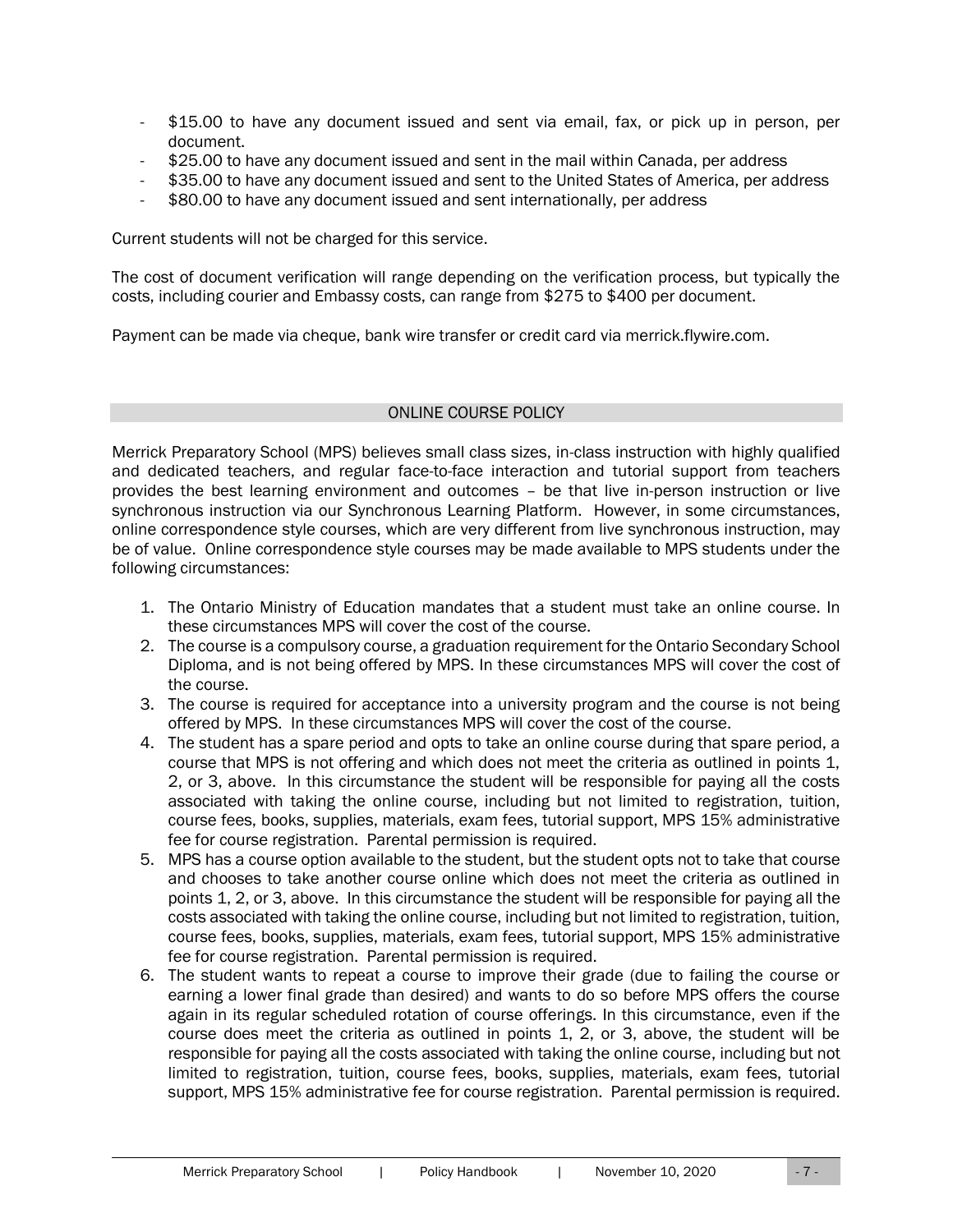- $15.00 to have any document issued and sent via email, fax, or pick up in person, per document.
- $25.00 to have any document issued and sent in the mail within Canada, per address
- $35.00 to have any document issued and sent to the United States of America, per address
- $80.00 to have any document issued and sent internationally, per address

Current students will not be charged for this service.

The cost of document verification will range depending on the verification process, but typically the costs, including courier and Embassy costs, can range from $275 to $400 per document.

Payment can be made via cheque, bank wire transfer or credit card via merrick.flywire.com.

## ONLINE COURSE POLICY

Merrick Preparatory School (MPS) believes small class sizes, in-class instruction with highly qualified and dedicated teachers, and regular face-to-face interaction and tutorial support from teachers provides the best learning environment and outcomes – be that live in-person instruction or live synchronous instruction via our Synchronous Learning Platform. However, in some circumstances, online correspondence style courses, which are very different from live synchronous instruction, may be of value. Online correspondence style courses may be made available to MPS students under the following circumstances:

1. The Ontario Ministry of Education mandates that a student must take an online course. In these circumstances MPS will cover the cost of the course.
2. The course is a compulsory course, a graduation requirement for the Ontario Secondary School Diploma, and is not being offered by MPS. In these circumstances MPS will cover the cost of the course.
3. The course is required for acceptance into a university program and the course is not being offered by MPS. In these circumstances MPS will cover the cost of the course.
4. The student has a spare period and opts to take an online course during that spare period, a course that MPS is not offering and which does not meet the criteria as outlined in points 1, 2, or 3, above. In this circumstance the student will be responsible for paying all the costs associated with taking the online course, including but not limited to registration, tuition, course fees, books, supplies, materials, exam fees, tutorial support, MPS 15% administrative fee for course registration. Parental permission is required.
5. MPS has a course option available to the student, but the student opts not to take that course and chooses to take another course online which does not meet the criteria as outlined in points 1, 2, or 3, above. In this circumstance the student will be responsible for paying all the costs associated with taking the online course, including but not limited to registration, tuition, course fees, books, supplies, materials, exam fees, tutorial support, MPS 15% administrative fee for course registration. Parental permission is required.
6. The student wants to repeat a course to improve their grade (due to failing the course or earning a lower final grade than desired) and wants to do so before MPS offers the course again in its regular scheduled rotation of course offerings. In this circumstance, even if the course does meet the criteria as outlined in points 1, 2, or 3, above, the student will be responsible for paying all the costs associated with taking the online course, including but not limited to registration, tuition, course fees, books, supplies, materials, exam fees, tutorial support, MPS 15% administrative fee for course registration. Parental permission is required.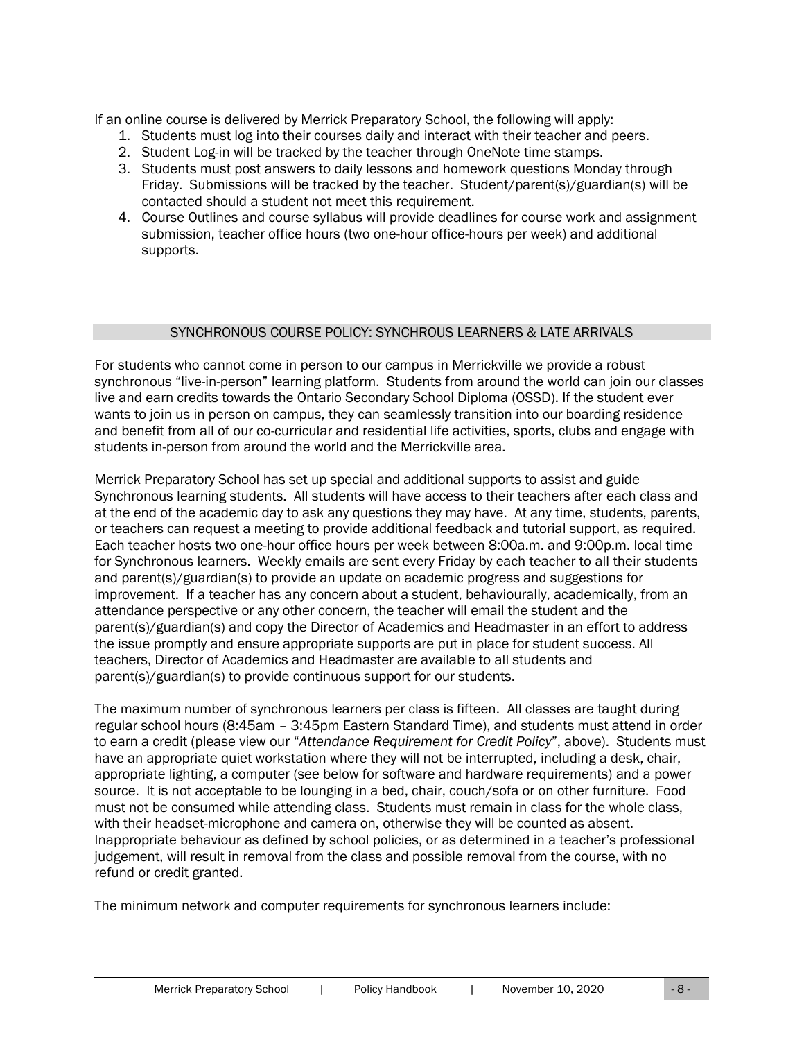If an online course is delivered by Merrick Preparatory School, the following will apply:

1. Students must log into their courses daily and interact with their teacher and peers.
2. Student Log-in will be tracked by the teacher through OneNote time stamps.
3. Students must post answers to daily lessons and homework questions Monday through Friday. Submissions will be tracked by the teacher. Student/parent(s)/guardian(s) will be contacted should a student not meet this requirement.
4. Course Outlines and course syllabus will provide deadlines for course work and assignment submission, teacher office hours (two one-hour office-hours per week) and additional supports.

## SYNCHRONOUS COURSE POLICY: SYNCHROUS LEARNERS & LATE ARRIVALS

For students who cannot come in person to our campus in Merrickville we provide a robust synchronous "live-in-person" learning platform. Students from around the world can join our classes live and earn credits towards the Ontario Secondary School Diploma (OSSD). If the student ever wants to join us in person on campus, they can seamlessly transition into our boarding residence and benefit from all of our co-curricular and residential life activities, sports, clubs and engage with students in-person from around the world and the Merrickville area.

Merrick Preparatory School has set up special and additional supports to assist and guide Synchronous learning students. All students will have access to their teachers after each class and at the end of the academic day to ask any questions they may have. At any time, students, parents, or teachers can request a meeting to provide additional feedback and tutorial support, as required. Each teacher hosts two one-hour office hours per week between 8:00a.m. and 9:00p.m. local time for Synchronous learners. Weekly emails are sent every Friday by each teacher to all their students and parent(s)/guardian(s) to provide an update on academic progress and suggestions for improvement. If a teacher has any concern about a student, behaviourally, academically, from an attendance perspective or any other concern, the teacher will email the student and the parent(s)/guardian(s) and copy the Director of Academics and Headmaster in an effort to address the issue promptly and ensure appropriate supports are put in place for student success. All teachers, Director of Academics and Headmaster are available to all students and parent(s)/guardian(s) to provide continuous support for our students.

The maximum number of synchronous learners per class is fifteen. All classes are taught during regular school hours (8:45am – 3:45pm Eastern Standard Time), and students must attend in order to earn a credit (please view our "*Attendance Requirement for Credit Policy*", above). Students must have an appropriate quiet workstation where they will not be interrupted, including a desk, chair, appropriate lighting, a computer (see below for software and hardware requirements) and a power source. It is not acceptable to be lounging in a bed, chair, couch/sofa or on other furniture. Food must not be consumed while attending class. Students must remain in class for the whole class, with their headset-microphone and camera on, otherwise they will be counted as absent. Inappropriate behaviour as defined by school policies, or as determined in a teacher's professional judgement, will result in removal from the class and possible removal from the course, with no refund or credit granted.

The minimum network and computer requirements for synchronous learners include: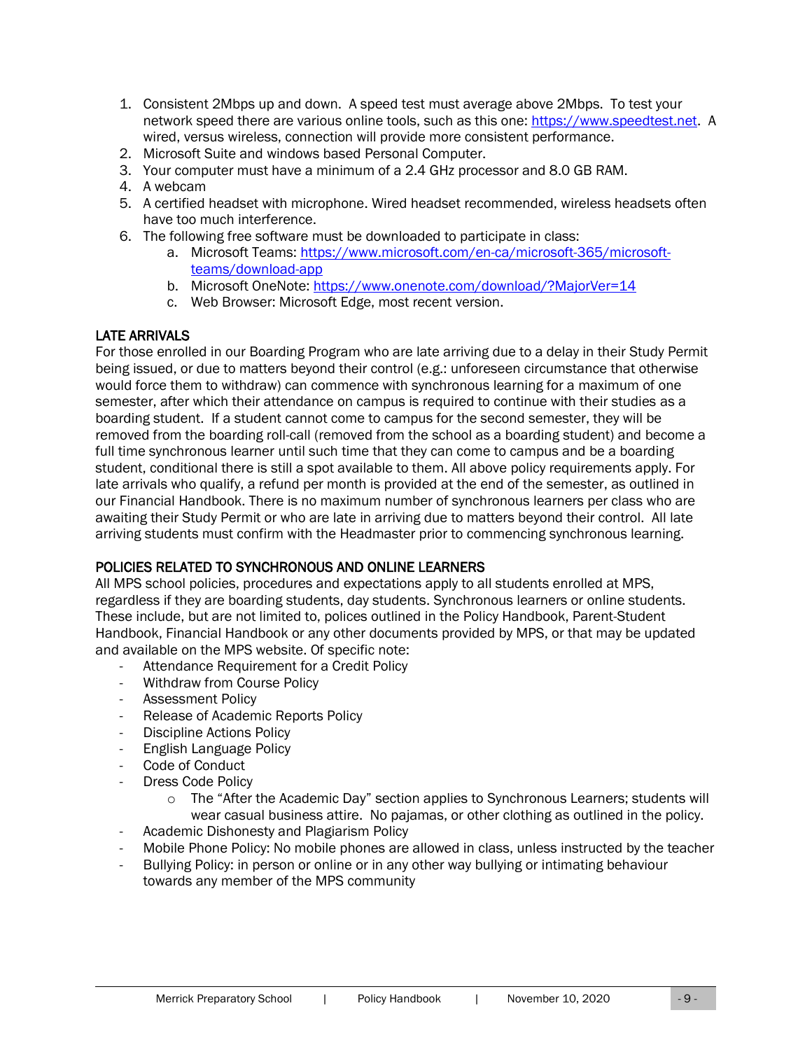1. Consistent 2Mbps up and down. A speed test must average above 2Mbps. To test your network speed there are various online tools, such as this one: https://www.speedtest.net. A wired, versus wireless, connection will provide more consistent performance.
2. Microsoft Suite and windows based Personal Computer.
3. Your computer must have a minimum of a 2.4 GHz processor and 8.0 GB RAM.
4. A webcam
5. A certified headset with microphone. Wired headset recommended, wireless headsets often have too much interference.
6. The following free software must be downloaded to participate in class:
   a. Microsoft Teams: https://www.microsoft.com/en-ca/microsoft-365/microsoft-teams/download-app
   b. Microsoft OneNote: https://www.onenote.com/download/?MajorVer=14
   c. Web Browser: Microsoft Edge, most recent version.

## LATE ARRIVALS

For those enrolled in our Boarding Program who are late arriving due to a delay in their Study Permit being issued, or due to matters beyond their control (e.g.: unforeseen circumstance that otherwise would force them to withdraw) can commence with synchronous learning for a maximum of one semester, after which their attendance on campus is required to continue with their studies as a boarding student. If a student cannot come to campus for the second semester, they will be removed from the boarding roll-call (removed from the school as a boarding student) and become a full time synchronous learner until such time that they can come to campus and be a boarding student, conditional there is still a spot available to them. All above policy requirements apply. For late arrivals who qualify, a refund per month is provided at the end of the semester, as outlined in our Financial Handbook. There is no maximum number of synchronous learners per class who are awaiting their Study Permit or who are late in arriving due to matters beyond their control. All late arriving students must confirm with the Headmaster prior to commencing synchronous learning.

## POLICIES RELATED TO SYNCHRONOUS AND ONLINE LEARNERS

All MPS school policies, procedures and expectations apply to all students enrolled at MPS, regardless if they are boarding students, day students. Synchronous learners or online students. These include, but are not limited to, polices outlined in the Policy Handbook, Parent-Student Handbook, Financial Handbook or any other documents provided by MPS, or that may be updated and available on the MPS website. Of specific note:

- Attendance Requirement for a Credit Policy
- Withdraw from Course Policy
- Assessment Policy
- Release of Academic Reports Policy
- Discipline Actions Policy
- English Language Policy
- Code of Conduct
- Dress Code Policy
  - The "After the Academic Day" section applies to Synchronous Learners; students will wear casual business attire. No pajamas, or other clothing as outlined in the policy.
- Academic Dishonesty and Plagiarism Policy
- Mobile Phone Policy: No mobile phones are allowed in class, unless instructed by the teacher
- Bullying Policy: in person or online or in any other way bullying or intimating behaviour towards any member of the MPS community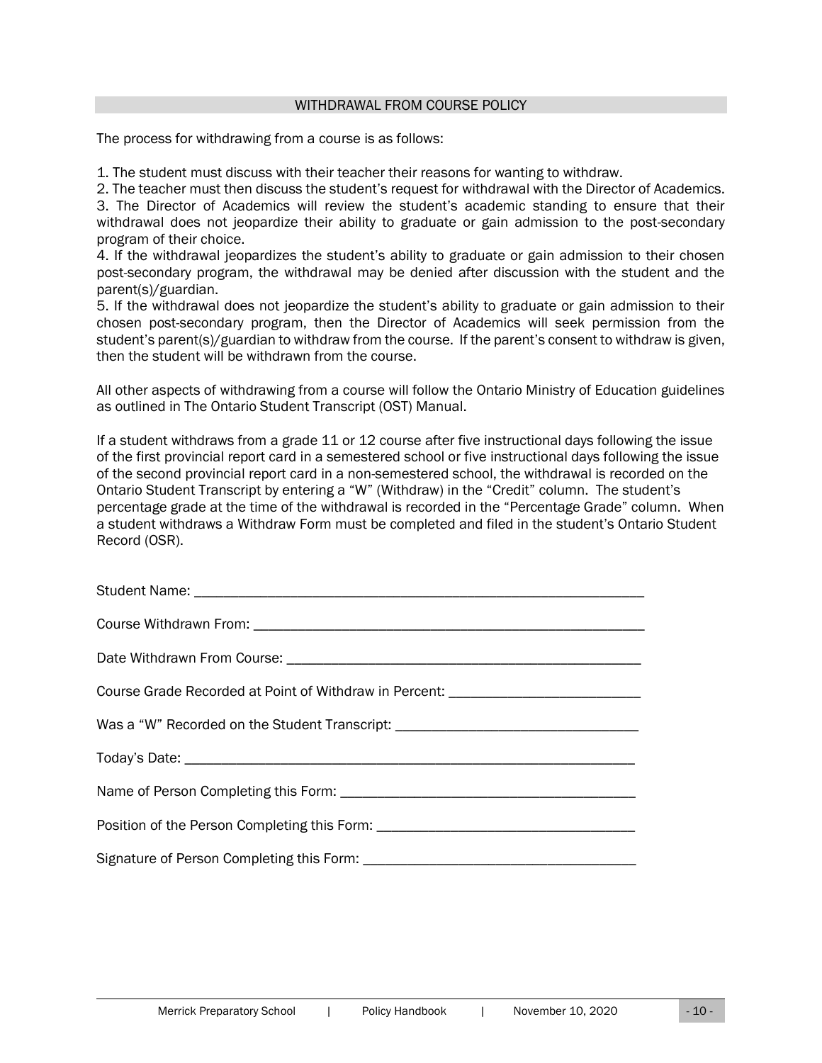## WITHDRAWAL FROM COURSE POLICY

The process for withdrawing from a course is as follows:

1. The student must discuss with their teacher their reasons for wanting to withdraw.
2. The teacher must then discuss the student's request for withdrawal with the Director of Academics.
3. The Director of Academics will review the student's academic standing to ensure that their withdrawal does not jeopardize their ability to graduate or gain admission to the post-secondary program of their choice.
4. If the withdrawal jeopardizes the student's ability to graduate or gain admission to their chosen post-secondary program, the withdrawal may be denied after discussion with the student and the parent(s)/guardian.
5. If the withdrawal does not jeopardize the student's ability to graduate or gain admission to their chosen post-secondary program, then the Director of Academics will seek permission from the student's parent(s)/guardian to withdraw from the course. If the parent's consent to withdraw is given, then the student will be withdrawn from the course.

All other aspects of withdrawing from a course will follow the Ontario Ministry of Education guidelines as outlined in The Ontario Student Transcript (OST) Manual.

If a student withdraws from a grade 11 or 12 course after five instructional days following the issue of the first provincial report card in a semestered school or five instructional days following the issue of the second provincial report card in a non-semestered school, the withdrawal is recorded on the Ontario Student Transcript by entering a "W" (Withdraw) in the "Credit" column. The student's percentage grade at the time of the withdrawal is recorded in the "Percentage Grade" column. When a student withdraws a Withdraw Form must be completed and filed in the student's Ontario Student Record (OSR).

Student Name: ______________________________________________________________

Course Withdrawn From: _______________________________________________________

Date Withdrawn From Course: ___________________________________________________

Course Grade Recorded at Point of Withdraw in Percent: _________________________

Was a "W" Recorded on the Student Transcript: _______________________________

Today's Date: _______________________________________________________________

Name of Person Completing this Form: ______________________________________

Position of the Person Completing this Form: _________________________________

Signature of Person Completing this Form: ___________________________________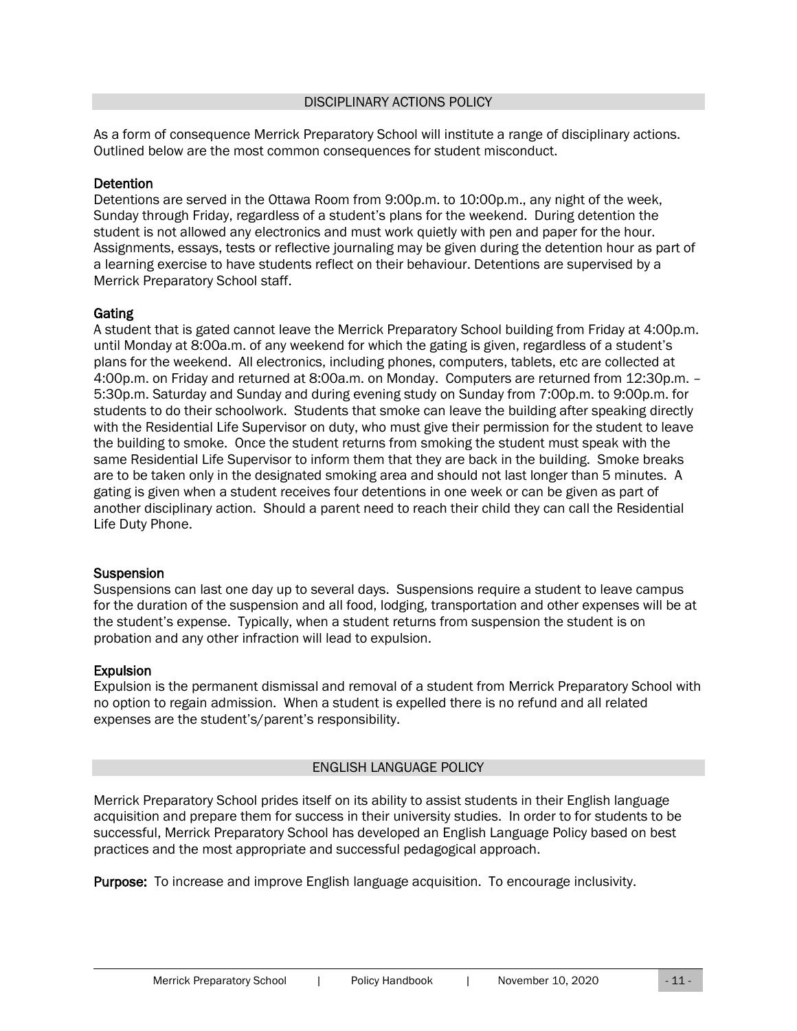## DISCIPLINARY ACTIONS POLICY

As a form of consequence Merrick Preparatory School will institute a range of disciplinary actions. Outlined below are the most common consequences for student misconduct.

### Detention

Detentions are served in the Ottawa Room from 9:00p.m. to 10:00p.m., any night of the week, Sunday through Friday, regardless of a student's plans for the weekend. During detention the student is not allowed any electronics and must work quietly with pen and paper for the hour. Assignments, essays, tests or reflective journaling may be given during the detention hour as part of a learning exercise to have students reflect on their behaviour. Detentions are supervised by a Merrick Preparatory School staff.

### Gating

A student that is gated cannot leave the Merrick Preparatory School building from Friday at 4:00p.m. until Monday at 8:00a.m. of any weekend for which the gating is given, regardless of a student's plans for the weekend. All electronics, including phones, computers, tablets, etc are collected at 4:00p.m. on Friday and returned at 8:00a.m. on Monday. Computers are returned from 12:30p.m. – 5:30p.m. Saturday and Sunday and during evening study on Sunday from 7:00p.m. to 9:00p.m. for students to do their schoolwork. Students that smoke can leave the building after speaking directly with the Residential Life Supervisor on duty, who must give their permission for the student to leave the building to smoke. Once the student returns from smoking the student must speak with the same Residential Life Supervisor to inform them that they are back in the building. Smoke breaks are to be taken only in the designated smoking area and should not last longer than 5 minutes. A gating is given when a student receives four detentions in one week or can be given as part of another disciplinary action. Should a parent need to reach their child they can call the Residential Life Duty Phone.

### Suspension

Suspensions can last one day up to several days. Suspensions require a student to leave campus for the duration of the suspension and all food, lodging, transportation and other expenses will be at the student's expense. Typically, when a student returns from suspension the student is on probation and any other infraction will lead to expulsion.

### Expulsion

Expulsion is the permanent dismissal and removal of a student from Merrick Preparatory School with no option to regain admission. When a student is expelled there is no refund and all related expenses are the student's/parent's responsibility.

## ENGLISH LANGUAGE POLICY

Merrick Preparatory School prides itself on its ability to assist students in their English language acquisition and prepare them for success in their university studies. In order to for students to be successful, Merrick Preparatory School has developed an English Language Policy based on best practices and the most appropriate and successful pedagogical approach.

**Purpose:** To increase and improve English language acquisition. To encourage inclusivity.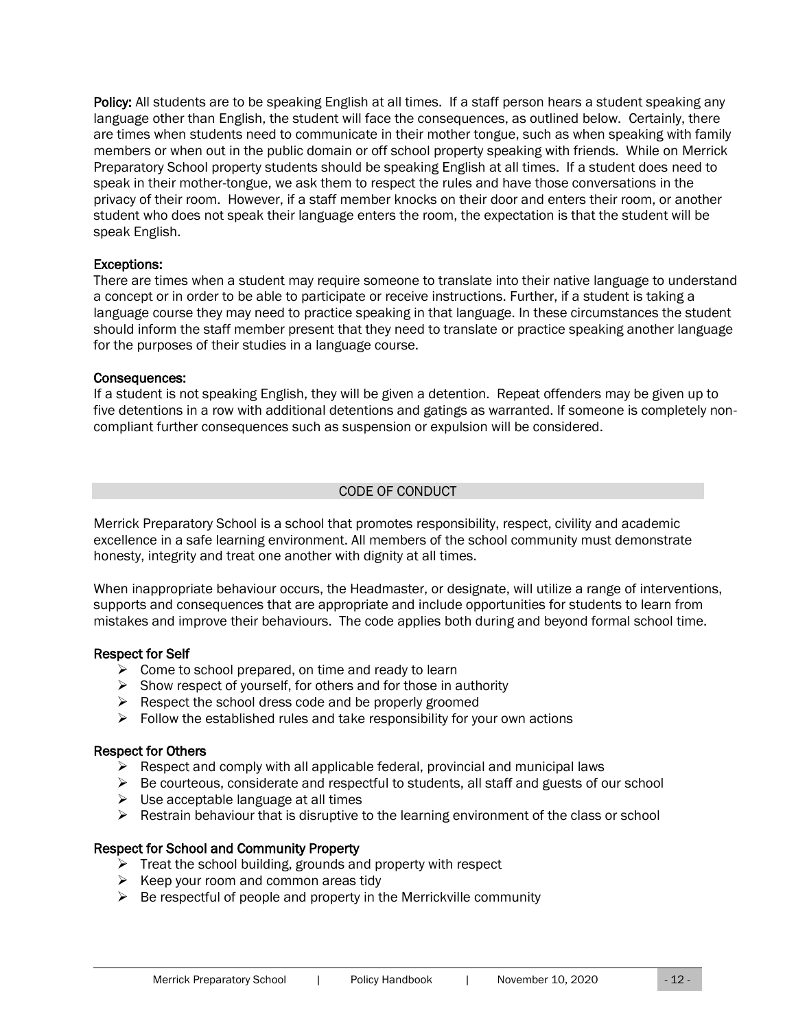**Policy:** All students are to be speaking English at all times. If a staff person hears a student speaking any language other than English, the student will face the consequences, as outlined below. Certainly, there are times when students need to communicate in their mother tongue, such as when speaking with family members or when out in the public domain or off school property speaking with friends. While on Merrick Preparatory School property students should be speaking English at all times. If a student does need to speak in their mother-tongue, we ask them to respect the rules and have those conversations in the privacy of their room. However, if a staff member knocks on their door and enters their room, or another student who does not speak their language enters the room, the expectation is that the student will be speak English.

**Exceptions:**
There are times when a student may require someone to translate into their native language to understand a concept or in order to be able to participate or receive instructions. Further, if a student is taking a language course they may need to practice speaking in that language. In these circumstances the student should inform the staff member present that they need to translate or practice speaking another language for the purposes of their studies in a language course.

**Consequences:**
If a student is not speaking English, they will be given a detention. Repeat offenders may be given up to five detentions in a row with additional detentions and gatings as warranted. If someone is completely non-compliant further consequences such as suspension or expulsion will be considered.

## CODE OF CONDUCT

Merrick Preparatory School is a school that promotes responsibility, respect, civility and academic excellence in a safe learning environment. All members of the school community must demonstrate honesty, integrity and treat one another with dignity at all times.

When inappropriate behaviour occurs, the Headmaster, or designate, will utilize a range of interventions, supports and consequences that are appropriate and include opportunities for students to learn from mistakes and improve their behaviours. The code applies both during and beyond formal school time.

**Respect for Self**

- Come to school prepared, on time and ready to learn
- Show respect of yourself, for others and for those in authority
- Respect the school dress code and be properly groomed
- Follow the established rules and take responsibility for your own actions

**Respect for Others**

- Respect and comply with all applicable federal, provincial and municipal laws
- Be courteous, considerate and respectful to students, all staff and guests of our school
- Use acceptable language at all times
- Restrain behaviour that is disruptive to the learning environment of the class or school

**Respect for School and Community Property**

- Treat the school building, grounds and property with respect
- Keep your room and common areas tidy
- Be respectful of people and property in the Merrickville community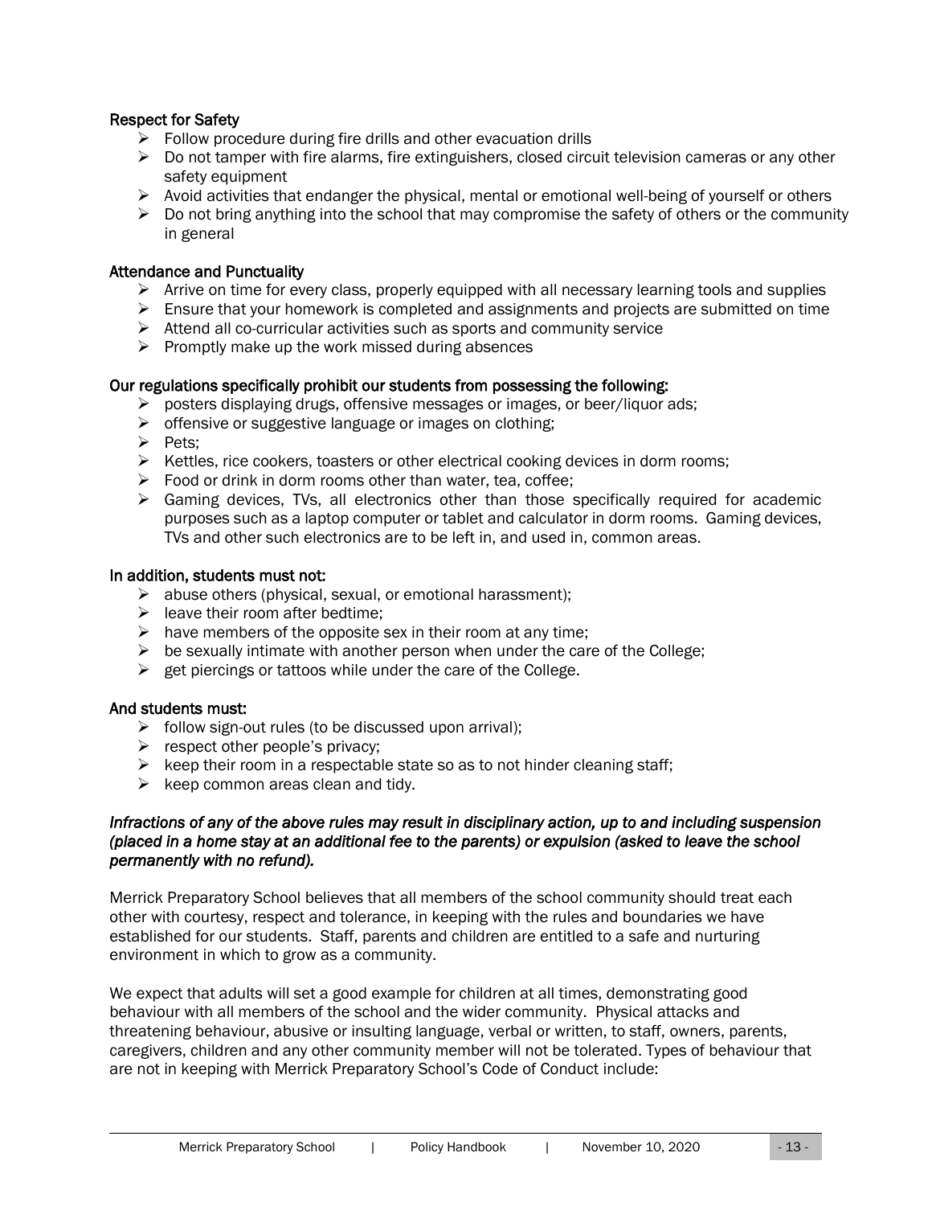### Respect for Safety

- Follow procedure during fire drills and other evacuation drills
- Do not tamper with fire alarms, fire extinguishers, closed circuit television cameras or any other safety equipment
- Avoid activities that endanger the physical, mental or emotional well-being of yourself or others
- Do not bring anything into the school that may compromise the safety of others or the community in general

### Attendance and Punctuality

- Arrive on time for every class, properly equipped with all necessary learning tools and supplies
- Ensure that your homework is completed and assignments and projects are submitted on time
- Attend all co-curricular activities such as sports and community service
- Promptly make up the work missed during absences

### Our regulations specifically prohibit our students from possessing the following:

- posters displaying drugs, offensive messages or images, or beer/liquor ads;
- offensive or suggestive language or images on clothing;
- Pets;
- Kettles, rice cookers, toasters or other electrical cooking devices in dorm rooms;
- Food or drink in dorm rooms other than water, tea, coffee;
- Gaming devices, TVs, all electronics other than those specifically required for academic purposes such as a laptop computer or tablet and calculator in dorm rooms. Gaming devices, TVs and other such electronics are to be left in, and used in, common areas.

### In addition, students must not:

- abuse others (physical, sexual, or emotional harassment);
- leave their room after bedtime;
- have members of the opposite sex in their room at any time;
- be sexually intimate with another person when under the care of the College;
- get piercings or tattoos while under the care of the College.

### And students must:

- follow sign-out rules (to be discussed upon arrival);
- respect other people's privacy;
- keep their room in a respectable state so as to not hinder cleaning staff;
- keep common areas clean and tidy.

***Infractions of any of the above rules may result in disciplinary action, up to and including suspension (placed in a home stay at an additional fee to the parents) or expulsion (asked to leave the school permanently with no refund).***

Merrick Preparatory School believes that all members of the school community should treat each other with courtesy, respect and tolerance, in keeping with the rules and boundaries we have established for our students. Staff, parents and children are entitled to a safe and nurturing environment in which to grow as a community.

We expect that adults will set a good example for children at all times, demonstrating good behaviour with all members of the school and the wider community. Physical attacks and threatening behaviour, abusive or insulting language, verbal or written, to staff, owners, parents, caregivers, children and any other community member will not be tolerated. Types of behaviour that are not in keeping with Merrick Preparatory School's Code of Conduct include: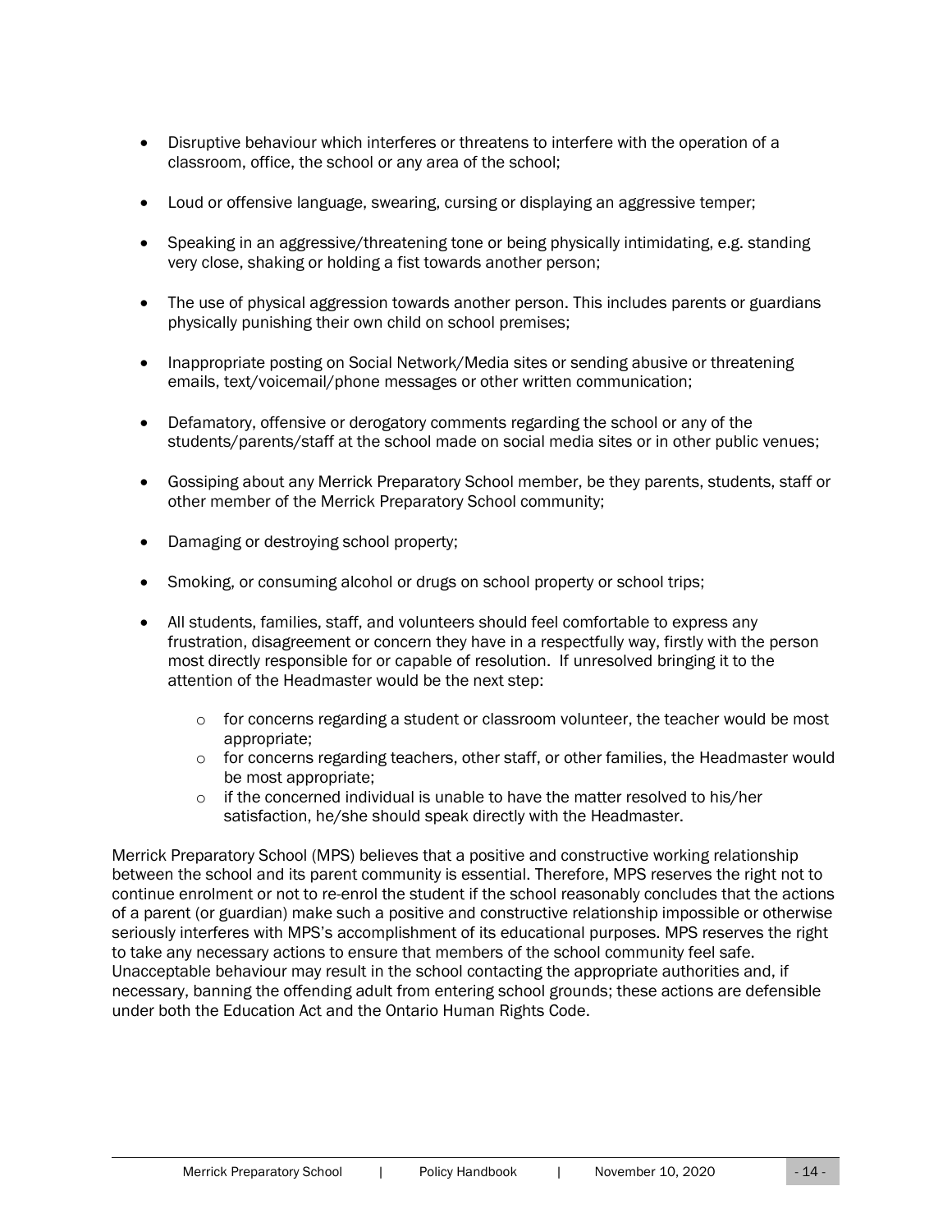- Disruptive behaviour which interferes or threatens to interfere with the operation of a classroom, office, the school or any area of the school;

- Loud or offensive language, swearing, cursing or displaying an aggressive temper;

- Speaking in an aggressive/threatening tone or being physically intimidating, e.g. standing very close, shaking or holding a fist towards another person;

- The use of physical aggression towards another person. This includes parents or guardians physically punishing their own child on school premises;

- Inappropriate posting on Social Network/Media sites or sending abusive or threatening emails, text/voicemail/phone messages or other written communication;

- Defamatory, offensive or derogatory comments regarding the school or any of the students/parents/staff at the school made on social media sites or in other public venues;

- Gossiping about any Merrick Preparatory School member, be they parents, students, staff or other member of the Merrick Preparatory School community;

- Damaging or destroying school property;

- Smoking, or consuming alcohol or drugs on school property or school trips;

- All students, families, staff, and volunteers should feel comfortable to express any frustration, disagreement or concern they have in a respectfully way, firstly with the person most directly responsible for or capable of resolution. If unresolved bringing it to the attention of the Headmaster would be the next step:

    - for concerns regarding a student or classroom volunteer, the teacher would be most appropriate;
    - for concerns regarding teachers, other staff, or other families, the Headmaster would be most appropriate;
    - if the concerned individual is unable to have the matter resolved to his/her satisfaction, he/she should speak directly with the Headmaster.

Merrick Preparatory School (MPS) believes that a positive and constructive working relationship between the school and its parent community is essential. Therefore, MPS reserves the right not to continue enrolment or not to re-enrol the student if the school reasonably concludes that the actions of a parent (or guardian) make such a positive and constructive relationship impossible or otherwise seriously interferes with MPS's accomplishment of its educational purposes. MPS reserves the right to take any necessary actions to ensure that members of the school community feel safe. Unacceptable behaviour may result in the school contacting the appropriate authorities and, if necessary, banning the offending adult from entering school grounds; these actions are defensible under both the Education Act and the Ontario Human Rights Code.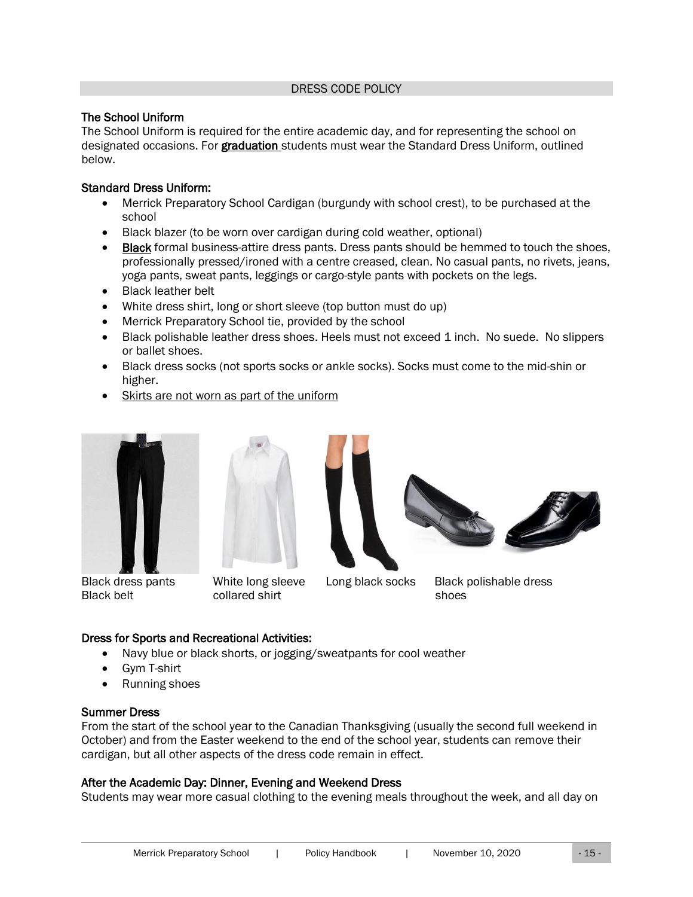## DRESS CODE POLICY

### The School Uniform

The School Uniform is required for the entire academic day, and for representing the school on designated occasions. For **graduation** students must wear the Standard Dress Uniform, outlined below.

### Standard Dress Uniform:

- Merrick Preparatory School Cardigan (burgundy with school crest), to be purchased at the school
- Black blazer (to be worn over cardigan during cold weather, optional)
- **Black** formal business-attire dress pants. Dress pants should be hemmed to touch the shoes, professionally pressed/ironed with a centre creased, clean. No casual pants, no rivets, jeans, yoga pants, sweat pants, leggings or cargo-style pants with pockets on the legs.
- Black leather belt
- White dress shirt, long or short sleeve (top button must do up)
- Merrick Preparatory School tie, provided by the school
- Black polishable leather dress shoes. Heels must not exceed 1 inch. No suede. No slippers or ballet shoes.
- Black dress socks (not sports socks or ankle socks). Socks must come to the mid-shin or higher.
- Skirts are not worn as part of the uniform

Black dress pants
Black belt

White long sleeve collared shirt

Long black socks

Black polishable dress shoes

### Dress for Sports and Recreational Activities:

- Navy blue or black shorts, or jogging/sweatpants for cool weather
- Gym T-shirt
- Running shoes

### Summer Dress

From the start of the school year to the Canadian Thanksgiving (usually the second full weekend in October) and from the Easter weekend to the end of the school year, students can remove their cardigan, but all other aspects of the dress code remain in effect.

### After the Academic Day: Dinner, Evening and Weekend Dress

Students may wear more casual clothing to the evening meals throughout the week, and all day on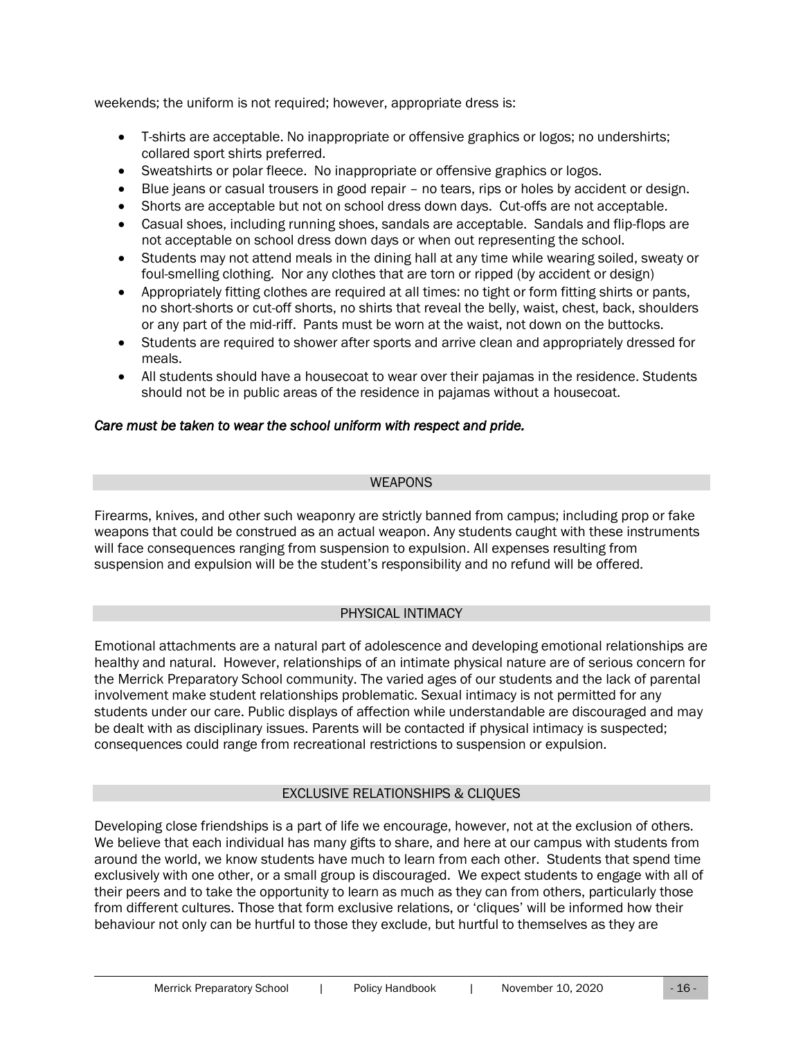weekends; the uniform is not required; however, appropriate dress is:

- T-shirts are acceptable. No inappropriate or offensive graphics or logos; no undershirts; collared sport shirts preferred.
- Sweatshirts or polar fleece. No inappropriate or offensive graphics or logos.
- Blue jeans or casual trousers in good repair – no tears, rips or holes by accident or design.
- Shorts are acceptable but not on school dress down days. Cut-offs are not acceptable.
- Casual shoes, including running shoes, sandals are acceptable. Sandals and flip-flops are not acceptable on school dress down days or when out representing the school.
- Students may not attend meals in the dining hall at any time while wearing soiled, sweaty or foul-smelling clothing. Nor any clothes that are torn or ripped (by accident or design)
- Appropriately fitting clothes are required at all times: no tight or form fitting shirts or pants, no short-shorts or cut-off shorts, no shirts that reveal the belly, waist, chest, back, shoulders or any part of the mid-riff. Pants must be worn at the waist, not down on the buttocks.
- Students are required to shower after sports and arrive clean and appropriately dressed for meals.
- All students should have a housecoat to wear over their pajamas in the residence. Students should not be in public areas of the residence in pajamas without a housecoat.

*Care must be taken to wear the school uniform with respect and pride.*

## WEAPONS

Firearms, knives, and other such weaponry are strictly banned from campus; including prop or fake weapons that could be construed as an actual weapon. Any students caught with these instruments will face consequences ranging from suspension to expulsion. All expenses resulting from suspension and expulsion will be the student's responsibility and no refund will be offered.

## PHYSICAL INTIMACY

Emotional attachments are a natural part of adolescence and developing emotional relationships are healthy and natural. However, relationships of an intimate physical nature are of serious concern for the Merrick Preparatory School community. The varied ages of our students and the lack of parental involvement make student relationships problematic. Sexual intimacy is not permitted for any students under our care. Public displays of affection while understandable are discouraged and may be dealt with as disciplinary issues. Parents will be contacted if physical intimacy is suspected; consequences could range from recreational restrictions to suspension or expulsion.

## EXCLUSIVE RELATIONSHIPS & CLIQUES

Developing close friendships is a part of life we encourage, however, not at the exclusion of others. We believe that each individual has many gifts to share, and here at our campus with students from around the world, we know students have much to learn from each other. Students that spend time exclusively with one other, or a small group is discouraged. We expect students to engage with all of their peers and to take the opportunity to learn as much as they can from others, particularly those from different cultures. Those that form exclusive relations, or 'cliques' will be informed how their behaviour not only can be hurtful to those they exclude, but hurtful to themselves as they are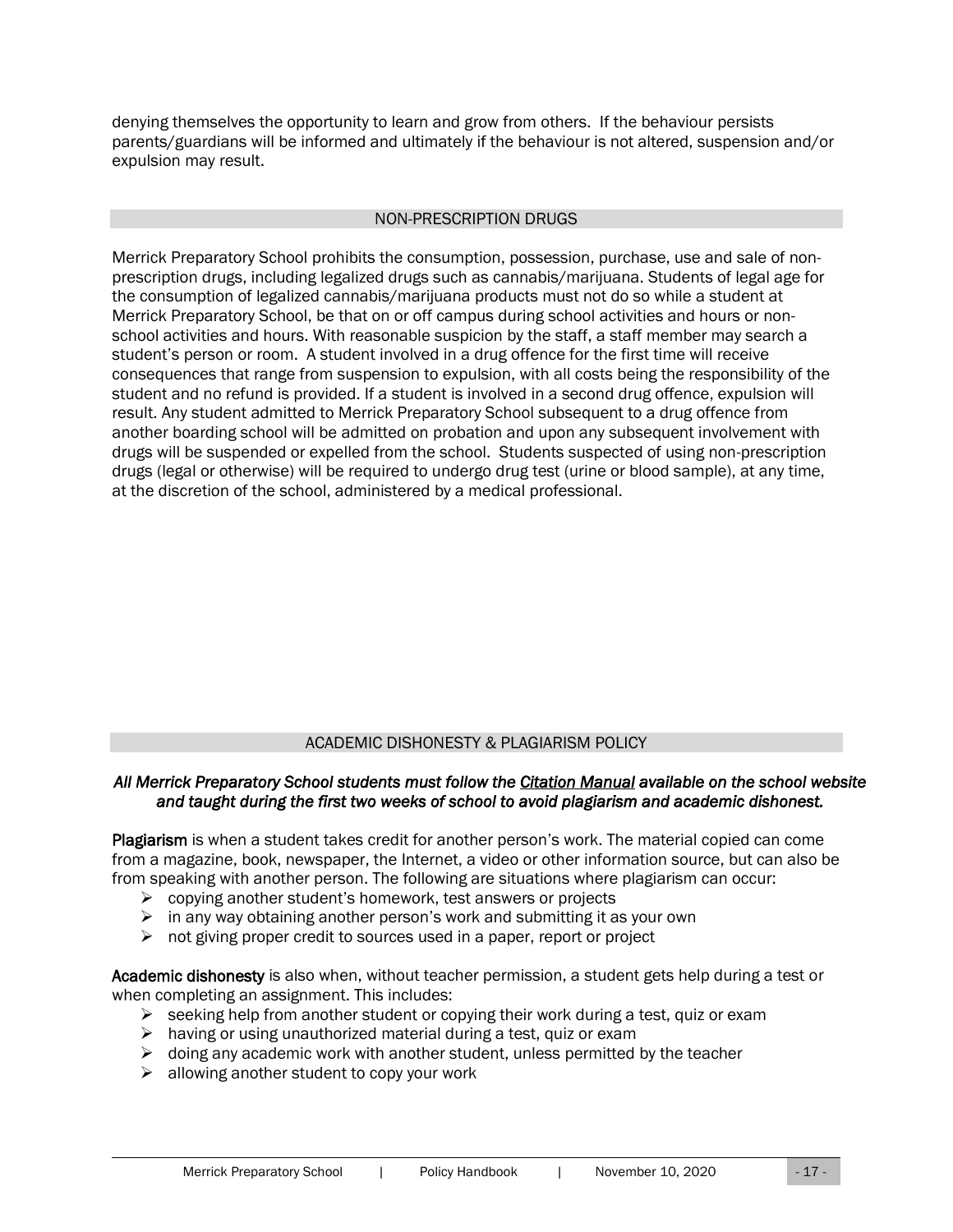denying themselves the opportunity to learn and grow from others. If the behaviour persists parents/guardians will be informed and ultimately if the behaviour is not altered, suspension and/or expulsion may result.

## NON-PRESCRIPTION DRUGS

Merrick Preparatory School prohibits the consumption, possession, purchase, use and sale of non-prescription drugs, including legalized drugs such as cannabis/marijuana. Students of legal age for the consumption of legalized cannabis/marijuana products must not do so while a student at Merrick Preparatory School, be that on or off campus during school activities and hours or non-school activities and hours. With reasonable suspicion by the staff, a staff member may search a student's person or room. A student involved in a drug offence for the first time will receive consequences that range from suspension to expulsion, with all costs being the responsibility of the student and no refund is provided. If a student is involved in a second drug offence, expulsion will result. Any student admitted to Merrick Preparatory School subsequent to a drug offence from another boarding school will be admitted on probation and upon any subsequent involvement with drugs will be suspended or expelled from the school. Students suspected of using non-prescription drugs (legal or otherwise) will be required to undergo drug test (urine or blood sample), at any time, at the discretion of the school, administered by a medical professional.

## ACADEMIC DISHONESTY & PLAGIARISM POLICY

***All Merrick Preparatory School students must follow the Citation Manual available on the school website and taught during the first two weeks of school to avoid plagiarism and academic dishonest.***

**Plagiarism** is when a student takes credit for another person's work. The material copied can come from a magazine, book, newspaper, the Internet, a video or other information source, but can also be from speaking with another person. The following are situations where plagiarism can occur:

- copying another student's homework, test answers or projects
- in any way obtaining another person's work and submitting it as your own
- not giving proper credit to sources used in a paper, report or project

**Academic dishonesty** is also when, without teacher permission, a student gets help during a test or when completing an assignment. This includes:

- seeking help from another student or copying their work during a test, quiz or exam
- having or using unauthorized material during a test, quiz or exam
- doing any academic work with another student, unless permitted by the teacher
- allowing another student to copy your work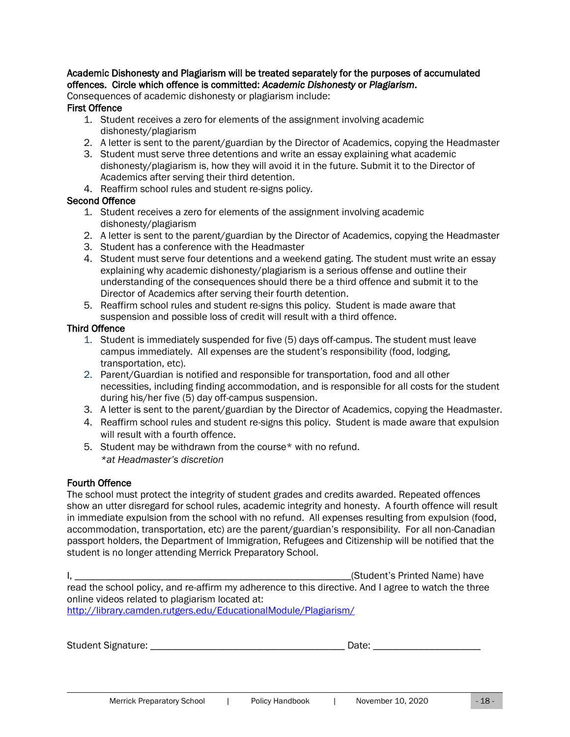**Academic Dishonesty and Plagiarism will be treated separately for the purposes of accumulated offences. Circle which offence is committed: *Academic Dishonesty* or *Plagiarism*.**

Consequences of academic dishonesty or plagiarism include:

**First Offence**

1. Student receives a zero for elements of the assignment involving academic dishonesty/plagiarism
2. A letter is sent to the parent/guardian by the Director of Academics, copying the Headmaster
3. Student must serve three detentions and write an essay explaining what academic dishonesty/plagiarism is, how they will avoid it in the future. Submit it to the Director of Academics after serving their third detention.
4. Reaffirm school rules and student re-signs policy.

**Second Offence**

1. Student receives a zero for elements of the assignment involving academic dishonesty/plagiarism
2. A letter is sent to the parent/guardian by the Director of Academics, copying the Headmaster
3. Student has a conference with the Headmaster
4. Student must serve four detentions and a weekend gating. The student must write an essay explaining why academic dishonesty/plagiarism is a serious offense and outline their understanding of the consequences should there be a third offence and submit it to the Director of Academics after serving their fourth detention.
5. Reaffirm school rules and student re-signs this policy. Student is made aware that suspension and possible loss of credit will result with a third offence.

**Third Offence**

1. Student is immediately suspended for five (5) days off-campus. The student must leave campus immediately. All expenses are the student's responsibility (food, lodging, transportation, etc).
2. Parent/Guardian is notified and responsible for transportation, food and all other necessities, including finding accommodation, and is responsible for all costs for the student during his/her five (5) day off-campus suspension.
3. A letter is sent to the parent/guardian by the Director of Academics, copying the Headmaster.
4. Reaffirm school rules and student re-signs this policy. Student is made aware that expulsion will result with a fourth offence.
5. Student may be withdrawn from the course* with no refund.
   *\*at Headmaster's discretion*

**Fourth Offence**

The school must protect the integrity of student grades and credits awarded. Repeated offences show an utter disregard for school rules, academic integrity and honesty. A fourth offence will result in immediate expulsion from the school with no refund. All expenses resulting from expulsion (food, accommodation, transportation, etc) are the parent/guardian's responsibility. For all non-Canadian passport holders, the Department of Immigration, Refugees and Citizenship will be notified that the student is no longer attending Merrick Preparatory School.

I, ______________________________________________________(Student's Printed Name) have read the school policy, and re-affirm my adherence to this directive. And I agree to watch the three online videos related to plagiarism located at:
http://library.camden.rutgers.edu/EducationalModule/Plagiarism/

Student Signature: _____________________________________ Date: ____________________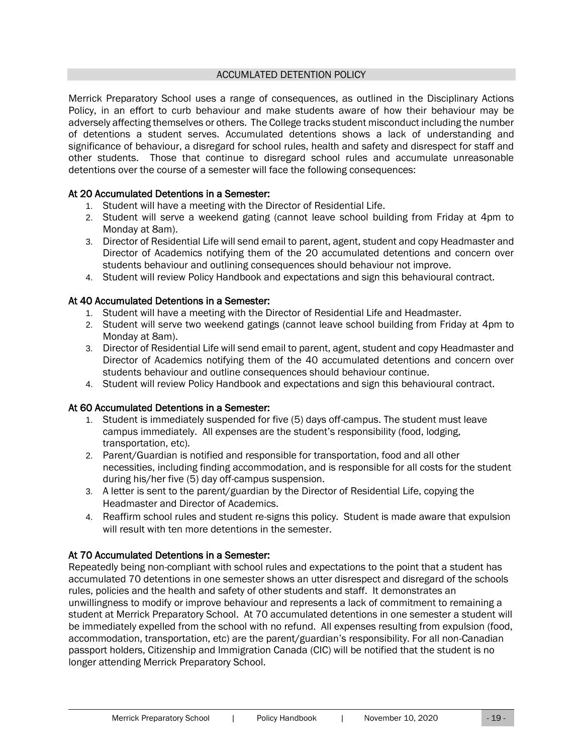## ACCUMLATED DETENTION POLICY

Merrick Preparatory School uses a range of consequences, as outlined in the Disciplinary Actions Policy, in an effort to curb behaviour and make students aware of how their behaviour may be adversely affecting themselves or others. The College tracks student misconduct including the number of detentions a student serves. Accumulated detentions shows a lack of understanding and significance of behaviour, a disregard for school rules, health and safety and disrespect for staff and other students. Those that continue to disregard school rules and accumulate unreasonable detentions over the course of a semester will face the following consequences:

### At 20 Accumulated Detentions in a Semester:

1. Student will have a meeting with the Director of Residential Life.
2. Student will serve a weekend gating (cannot leave school building from Friday at 4pm to Monday at 8am).
3. Director of Residential Life will send email to parent, agent, student and copy Headmaster and Director of Academics notifying them of the 20 accumulated detentions and concern over students behaviour and outlining consequences should behaviour not improve.
4. Student will review Policy Handbook and expectations and sign this behavioural contract.

### At 40 Accumulated Detentions in a Semester:

1. Student will have a meeting with the Director of Residential Life and Headmaster.
2. Student will serve two weekend gatings (cannot leave school building from Friday at 4pm to Monday at 8am).
3. Director of Residential Life will send email to parent, agent, student and copy Headmaster and Director of Academics notifying them of the 40 accumulated detentions and concern over students behaviour and outline consequences should behaviour continue.
4. Student will review Policy Handbook and expectations and sign this behavioural contract.

### At 60 Accumulated Detentions in a Semester:

1. Student is immediately suspended for five (5) days off-campus. The student must leave campus immediately. All expenses are the student's responsibility (food, lodging, transportation, etc).
2. Parent/Guardian is notified and responsible for transportation, food and all other necessities, including finding accommodation, and is responsible for all costs for the student during his/her five (5) day off-campus suspension.
3. A letter is sent to the parent/guardian by the Director of Residential Life, copying the Headmaster and Director of Academics.
4. Reaffirm school rules and student re-signs this policy. Student is made aware that expulsion will result with ten more detentions in the semester.

### At 70 Accumulated Detentions in a Semester:

Repeatedly being non-compliant with school rules and expectations to the point that a student has accumulated 70 detentions in one semester shows an utter disrespect and disregard of the schools rules, policies and the health and safety of other students and staff. It demonstrates an unwillingness to modify or improve behaviour and represents a lack of commitment to remaining a student at Merrick Preparatory School. At 70 accumulated detentions in one semester a student will be immediately expelled from the school with no refund. All expenses resulting from expulsion (food, accommodation, transportation, etc) are the parent/guardian's responsibility. For all non-Canadian passport holders, Citizenship and Immigration Canada (CIC) will be notified that the student is no longer attending Merrick Preparatory School.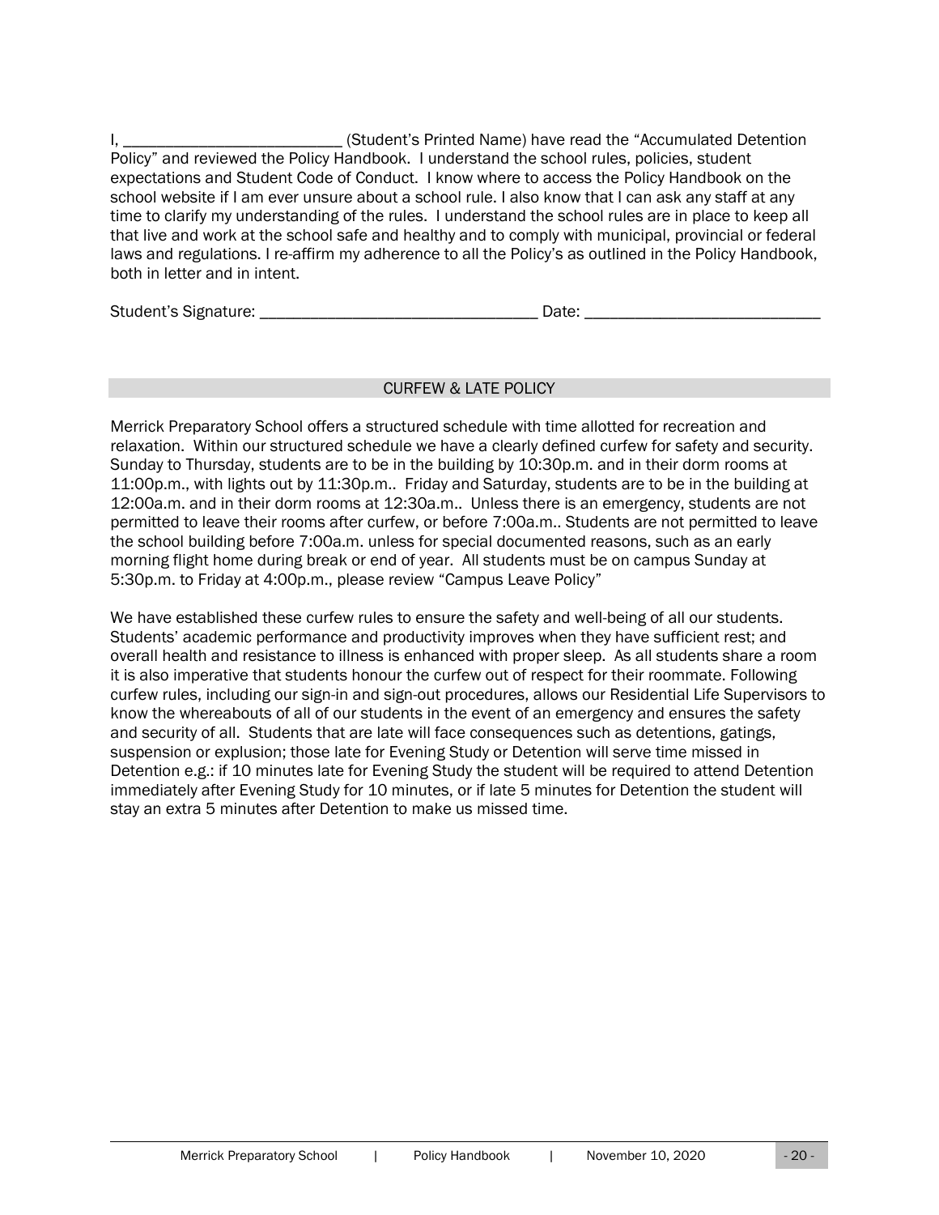I, __________________________ (Student's Printed Name) have read the "Accumulated Detention Policy" and reviewed the Policy Handbook. I understand the school rules, policies, student expectations and Student Code of Conduct. I know where to access the Policy Handbook on the school website if I am ever unsure about a school rule. I also know that I can ask any staff at any time to clarify my understanding of the rules. I understand the school rules are in place to keep all that live and work at the school safe and healthy and to comply with municipal, provincial or federal laws and regulations. I re-affirm my adherence to all the Policy's as outlined in the Policy Handbook, both in letter and in intent.

Student's Signature: _________________________________ Date: ____________________________

## CURFEW & LATE POLICY

Merrick Preparatory School offers a structured schedule with time allotted for recreation and relaxation. Within our structured schedule we have a clearly defined curfew for safety and security. Sunday to Thursday, students are to be in the building by 10:30p.m. and in their dorm rooms at 11:00p.m., with lights out by 11:30p.m.. Friday and Saturday, students are to be in the building at 12:00a.m. and in their dorm rooms at 12:30a.m.. Unless there is an emergency, students are not permitted to leave their rooms after curfew, or before 7:00a.m.. Students are not permitted to leave the school building before 7:00a.m. unless for special documented reasons, such as an early morning flight home during break or end of year. All students must be on campus Sunday at 5:30p.m. to Friday at 4:00p.m., please review "Campus Leave Policy"

We have established these curfew rules to ensure the safety and well-being of all our students. Students' academic performance and productivity improves when they have sufficient rest; and overall health and resistance to illness is enhanced with proper sleep. As all students share a room it is also imperative that students honour the curfew out of respect for their roommate. Following curfew rules, including our sign-in and sign-out procedures, allows our Residential Life Supervisors to know the whereabouts of all of our students in the event of an emergency and ensures the safety and security of all. Students that are late will face consequences such as detentions, gatings, suspension or explusion; those late for Evening Study or Detention will serve time missed in Detention e.g.: if 10 minutes late for Evening Study the student will be required to attend Detention immediately after Evening Study for 10 minutes, or if late 5 minutes for Detention the student will stay an extra 5 minutes after Detention to make us missed time.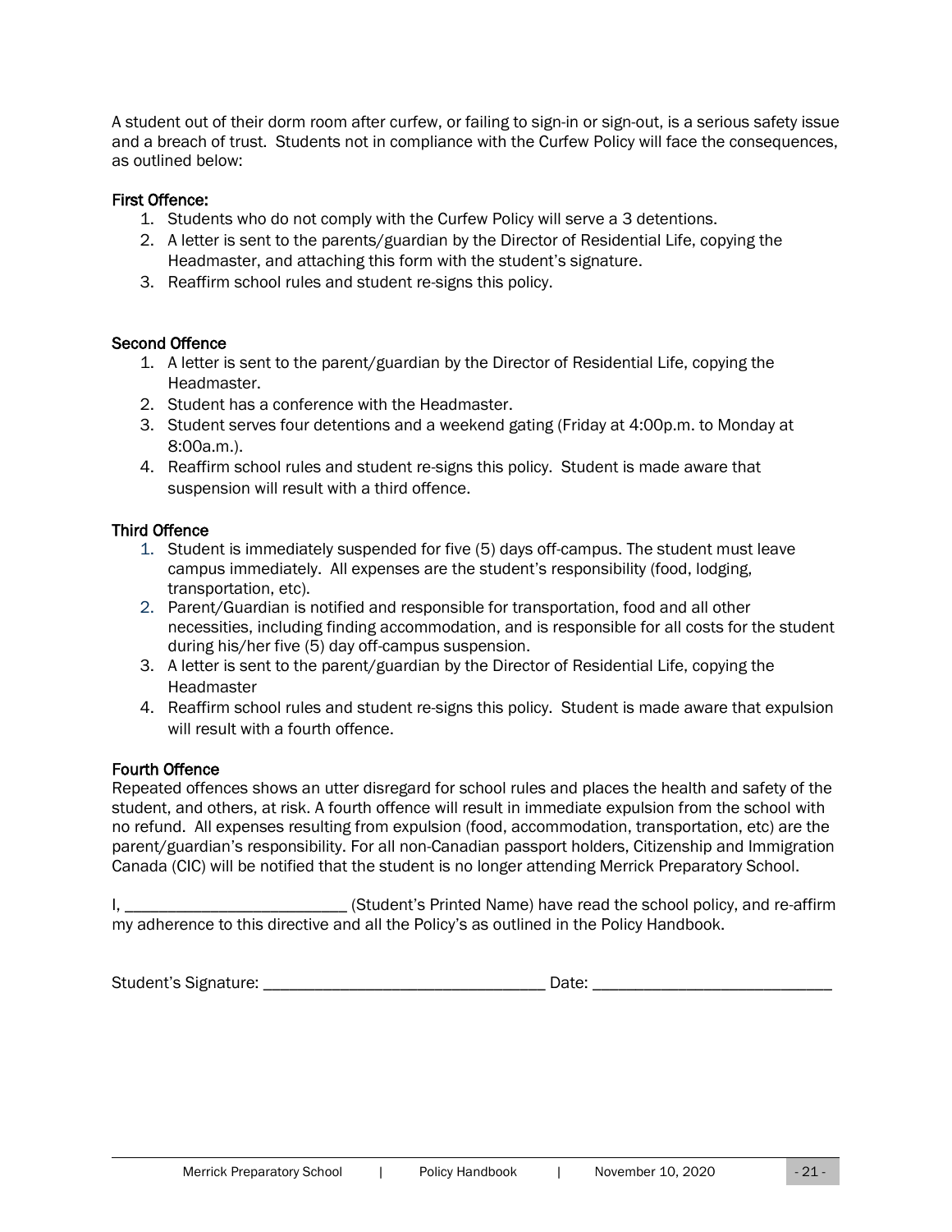A student out of their dorm room after curfew, or failing to sign-in or sign-out, is a serious safety issue and a breach of trust. Students not in compliance with the Curfew Policy will face the consequences, as outlined below:

### First Offence:

1. Students who do not comply with the Curfew Policy will serve a 3 detentions.
2. A letter is sent to the parents/guardian by the Director of Residential Life, copying the Headmaster, and attaching this form with the student's signature.
3. Reaffirm school rules and student re-signs this policy.

### Second Offence

1. A letter is sent to the parent/guardian by the Director of Residential Life, copying the Headmaster.
2. Student has a conference with the Headmaster.
3. Student serves four detentions and a weekend gating (Friday at 4:00p.m. to Monday at 8:00a.m.).
4. Reaffirm school rules and student re-signs this policy. Student is made aware that suspension will result with a third offence.

### Third Offence

1. Student is immediately suspended for five (5) days off-campus. The student must leave campus immediately. All expenses are the student's responsibility (food, lodging, transportation, etc).
2. Parent/Guardian is notified and responsible for transportation, food and all other necessities, including finding accommodation, and is responsible for all costs for the student during his/her five (5) day off-campus suspension.
3. A letter is sent to the parent/guardian by the Director of Residential Life, copying the Headmaster
4. Reaffirm school rules and student re-signs this policy. Student is made aware that expulsion will result with a fourth offence.

### Fourth Offence

Repeated offences shows an utter disregard for school rules and places the health and safety of the student, and others, at risk. A fourth offence will result in immediate expulsion from the school with no refund. All expenses resulting from expulsion (food, accommodation, transportation, etc) are the parent/guardian's responsibility. For all non-Canadian passport holders, Citizenship and Immigration Canada (CIC) will be notified that the student is no longer attending Merrick Preparatory School.

I, __________________________ (Student's Printed Name) have read the school policy, and re-affirm my adherence to this directive and all the Policy's as outlined in the Policy Handbook.

Student's Signature: _________________________________ Date: ____________________________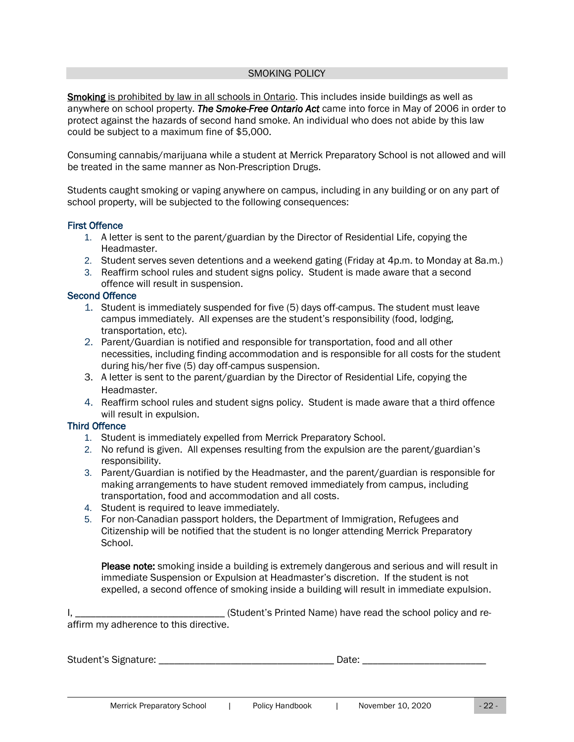## SMOKING POLICY

**Smoking** is prohibited by law in all schools in Ontario. This includes inside buildings as well as anywhere on school property. ***The Smoke-Free Ontario Act*** came into force in May of 2006 in order to protect against the hazards of second hand smoke. An individual who does not abide by this law could be subject to a maximum fine of $5,000.

Consuming cannabis/marijuana while a student at Merrick Preparatory School is not allowed and will be treated in the same manner as Non-Prescription Drugs.

Students caught smoking or vaping anywhere on campus, including in any building or on any part of school property, will be subjected to the following consequences:

### First Offence

1. A letter is sent to the parent/guardian by the Director of Residential Life, copying the Headmaster.
2. Student serves seven detentions and a weekend gating (Friday at 4p.m. to Monday at 8a.m.)
3. Reaffirm school rules and student signs policy. Student is made aware that a second offence will result in suspension.

### Second Offence

1. Student is immediately suspended for five (5) days off-campus. The student must leave campus immediately. All expenses are the student's responsibility (food, lodging, transportation, etc).
2. Parent/Guardian is notified and responsible for transportation, food and all other necessities, including finding accommodation and is responsible for all costs for the student during his/her five (5) day off-campus suspension.
3. A letter is sent to the parent/guardian by the Director of Residential Life, copying the Headmaster.
4. Reaffirm school rules and student signs policy. Student is made aware that a third offence will result in expulsion.

### Third Offence

1. Student is immediately expelled from Merrick Preparatory School.
2. No refund is given. All expenses resulting from the expulsion are the parent/guardian's responsibility.
3. Parent/Guardian is notified by the Headmaster, and the parent/guardian is responsible for making arrangements to have student removed immediately from campus, including transportation, food and accommodation and all costs.
4. Student is required to leave immediately.
5. For non-Canadian passport holders, the Department of Immigration, Refugees and Citizenship will be notified that the student is no longer attending Merrick Preparatory School.

   **Please note:** smoking inside a building is extremely dangerous and serious and will result in immediate Suspension or Expulsion at Headmaster's discretion. If the student is not expelled, a second offence of smoking inside a building will result in immediate expulsion.

I, ____________________________ (Student's Printed Name) have read the school policy and re-affirm my adherence to this directive.

Student's Signature: _________________________________ Date: _______________________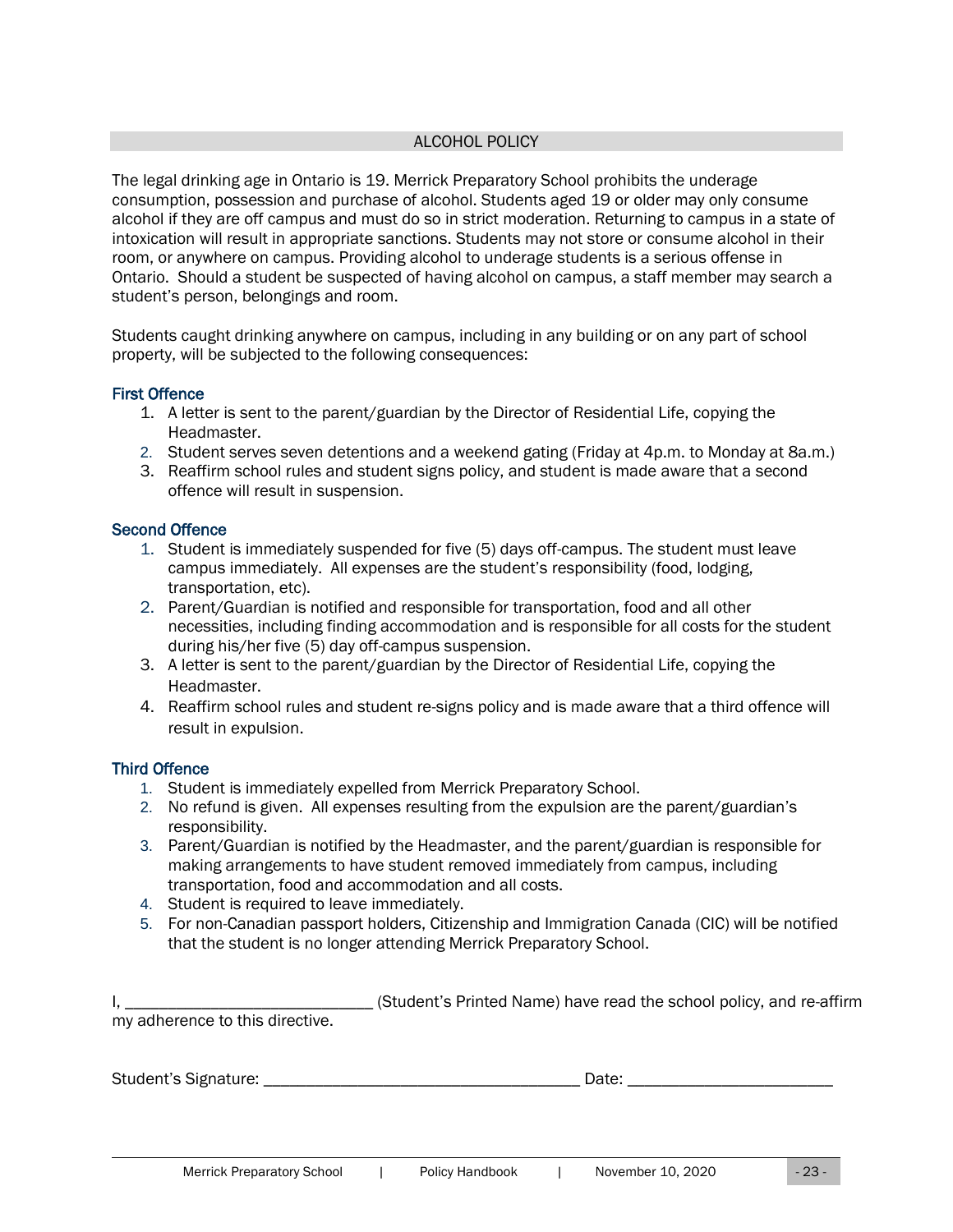## ALCOHOL POLICY

The legal drinking age in Ontario is 19. Merrick Preparatory School prohibits the underage consumption, possession and purchase of alcohol. Students aged 19 or older may only consume alcohol if they are off campus and must do so in strict moderation. Returning to campus in a state of intoxication will result in appropriate sanctions. Students may not store or consume alcohol in their room, or anywhere on campus. Providing alcohol to underage students is a serious offense in Ontario. Should a student be suspected of having alcohol on campus, a staff member may search a student's person, belongings and room.

Students caught drinking anywhere on campus, including in any building or on any part of school property, will be subjected to the following consequences:

### First Offence

1. A letter is sent to the parent/guardian by the Director of Residential Life, copying the Headmaster.
2. Student serves seven detentions and a weekend gating (Friday at 4p.m. to Monday at 8a.m.)
3. Reaffirm school rules and student signs policy, and student is made aware that a second offence will result in suspension.

### Second Offence

1. Student is immediately suspended for five (5) days off-campus. The student must leave campus immediately. All expenses are the student's responsibility (food, lodging, transportation, etc).
2. Parent/Guardian is notified and responsible for transportation, food and all other necessities, including finding accommodation and is responsible for all costs for the student during his/her five (5) day off-campus suspension.
3. A letter is sent to the parent/guardian by the Director of Residential Life, copying the Headmaster.
4. Reaffirm school rules and student re-signs policy and is made aware that a third offence will result in expulsion.

### Third Offence

1. Student is immediately expelled from Merrick Preparatory School.
2. No refund is given. All expenses resulting from the expulsion are the parent/guardian's responsibility.
3. Parent/Guardian is notified by the Headmaster, and the parent/guardian is responsible for making arrangements to have student removed immediately from campus, including transportation, food and accommodation and all costs.
4. Student is required to leave immediately.
5. For non-Canadian passport holders, Citizenship and Immigration Canada (CIC) will be notified that the student is no longer attending Merrick Preparatory School.

I, ____________________________ (Student's Printed Name) have read the school policy, and re-affirm my adherence to this directive.

Student's Signature: ____________________________________ Date: _______________________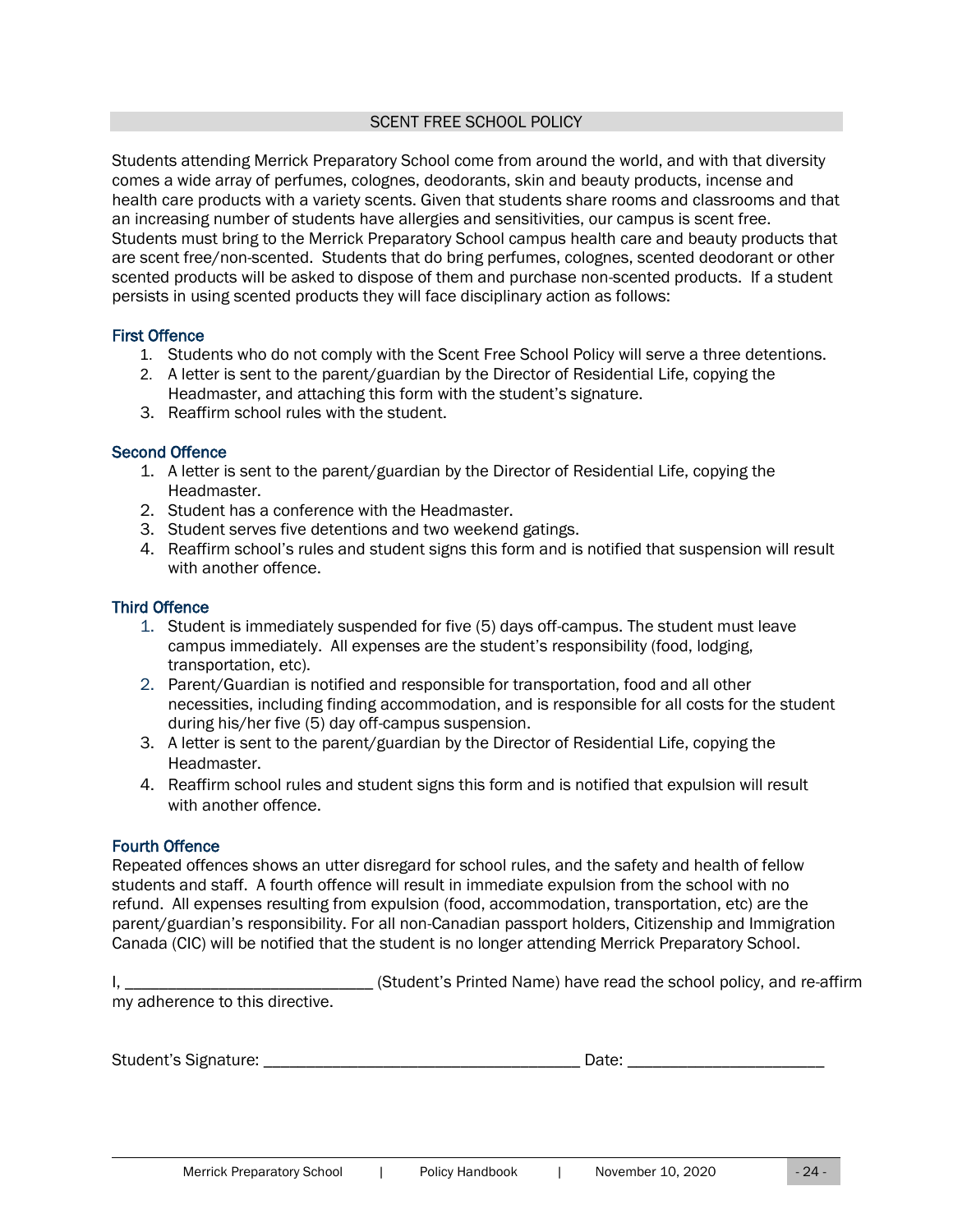## SCENT FREE SCHOOL POLICY

Students attending Merrick Preparatory School come from around the world, and with that diversity comes a wide array of perfumes, colognes, deodorants, skin and beauty products, incense and health care products with a variety scents. Given that students share rooms and classrooms and that an increasing number of students have allergies and sensitivities, our campus is scent free. Students must bring to the Merrick Preparatory School campus health care and beauty products that are scent free/non-scented. Students that do bring perfumes, colognes, scented deodorant or other scented products will be asked to dispose of them and purchase non-scented products. If a student persists in using scented products they will face disciplinary action as follows:

### First Offence

1. Students who do not comply with the Scent Free School Policy will serve a three detentions.
2. A letter is sent to the parent/guardian by the Director of Residential Life, copying the Headmaster, and attaching this form with the student's signature.
3. Reaffirm school rules with the student.

### Second Offence

1. A letter is sent to the parent/guardian by the Director of Residential Life, copying the Headmaster.
2. Student has a conference with the Headmaster.
3. Student serves five detentions and two weekend gatings.
4. Reaffirm school's rules and student signs this form and is notified that suspension will result with another offence.

### Third Offence

1. Student is immediately suspended for five (5) days off-campus. The student must leave campus immediately. All expenses are the student's responsibility (food, lodging, transportation, etc).
2. Parent/Guardian is notified and responsible for transportation, food and all other necessities, including finding accommodation, and is responsible for all costs for the student during his/her five (5) day off-campus suspension.
3. A letter is sent to the parent/guardian by the Director of Residential Life, copying the Headmaster.
4. Reaffirm school rules and student signs this form and is notified that expulsion will result with another offence.

### Fourth Offence

Repeated offences shows an utter disregard for school rules, and the safety and health of fellow students and staff. A fourth offence will result in immediate expulsion from the school with no refund. All expenses resulting from expulsion (food, accommodation, transportation, etc) are the parent/guardian's responsibility. For all non-Canadian passport holders, Citizenship and Immigration Canada (CIC) will be notified that the student is no longer attending Merrick Preparatory School.

I, ____________________________ (Student's Printed Name) have read the school policy, and re-affirm my adherence to this directive.

Student's Signature: ____________________________________ Date: ______________________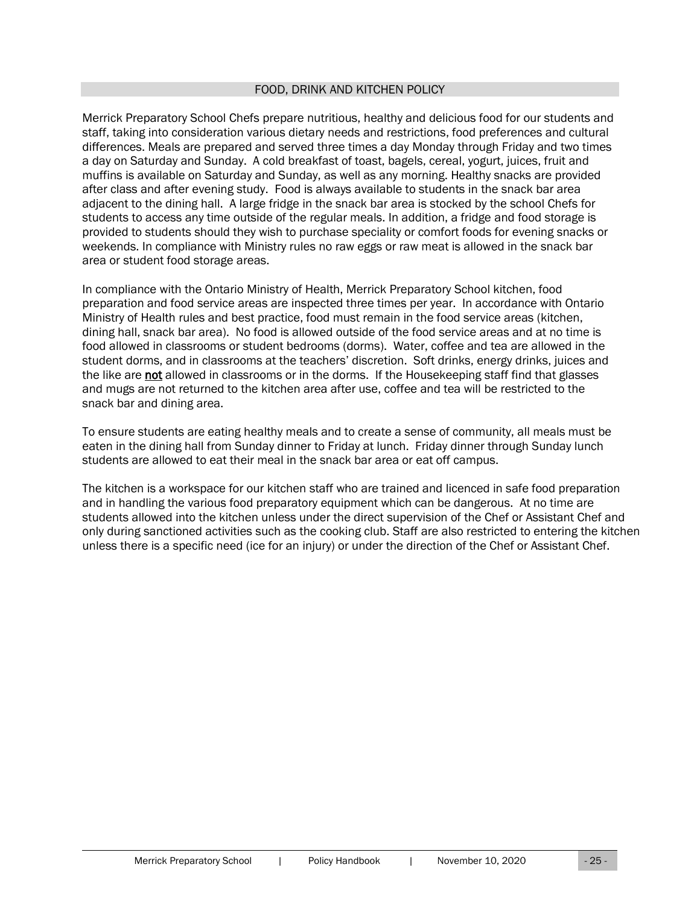## FOOD, DRINK AND KITCHEN POLICY

Merrick Preparatory School Chefs prepare nutritious, healthy and delicious food for our students and staff, taking into consideration various dietary needs and restrictions, food preferences and cultural differences. Meals are prepared and served three times a day Monday through Friday and two times a day on Saturday and Sunday. A cold breakfast of toast, bagels, cereal, yogurt, juices, fruit and muffins is available on Saturday and Sunday, as well as any morning. Healthy snacks are provided after class and after evening study. Food is always available to students in the snack bar area adjacent to the dining hall. A large fridge in the snack bar area is stocked by the school Chefs for students to access any time outside of the regular meals. In addition, a fridge and food storage is provided to students should they wish to purchase speciality or comfort foods for evening snacks or weekends. In compliance with Ministry rules no raw eggs or raw meat is allowed in the snack bar area or student food storage areas.

In compliance with the Ontario Ministry of Health, Merrick Preparatory School kitchen, food preparation and food service areas are inspected three times per year. In accordance with Ontario Ministry of Health rules and best practice, food must remain in the food service areas (kitchen, dining hall, snack bar area). No food is allowed outside of the food service areas and at no time is food allowed in classrooms or student bedrooms (dorms). Water, coffee and tea are allowed in the student dorms, and in classrooms at the teachers' discretion. Soft drinks, energy drinks, juices and the like are **not** allowed in classrooms or in the dorms. If the Housekeeping staff find that glasses and mugs are not returned to the kitchen area after use, coffee and tea will be restricted to the snack bar and dining area.

To ensure students are eating healthy meals and to create a sense of community, all meals must be eaten in the dining hall from Sunday dinner to Friday at lunch. Friday dinner through Sunday lunch students are allowed to eat their meal in the snack bar area or eat off campus.

The kitchen is a workspace for our kitchen staff who are trained and licenced in safe food preparation and in handling the various food preparatory equipment which can be dangerous. At no time are students allowed into the kitchen unless under the direct supervision of the Chef or Assistant Chef and only during sanctioned activities such as the cooking club. Staff are also restricted to entering the kitchen unless there is a specific need (ice for an injury) or under the direction of the Chef or Assistant Chef.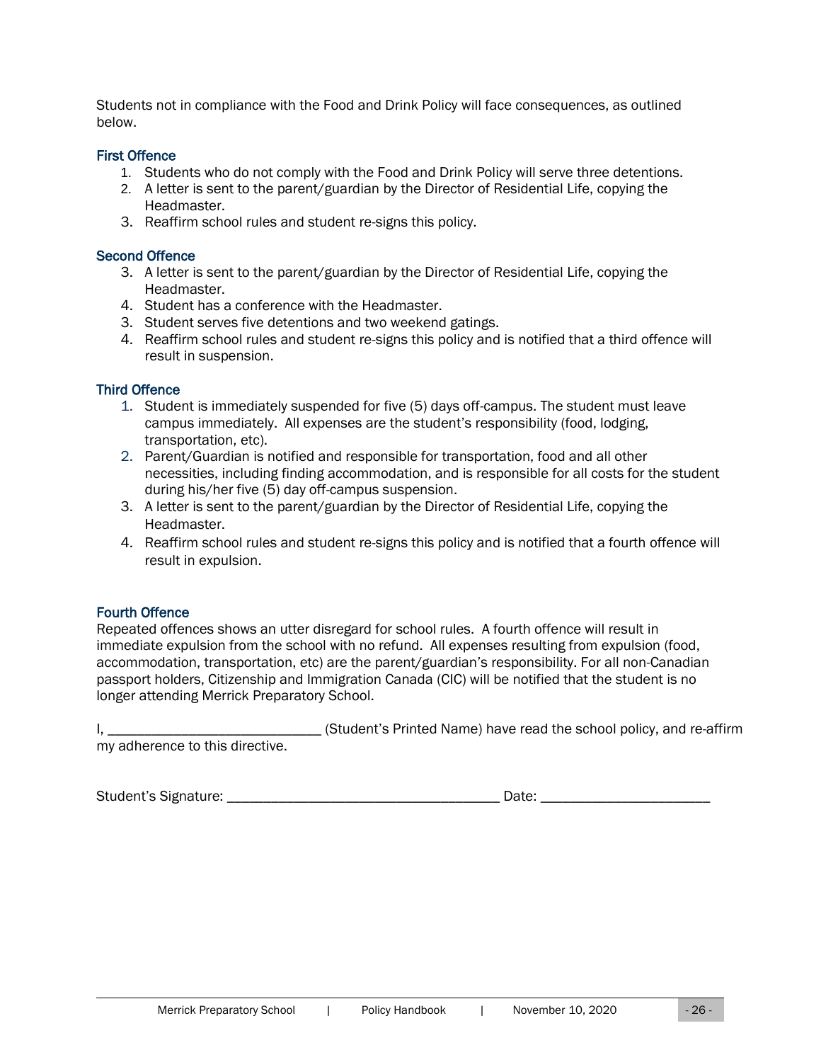Students not in compliance with the Food and Drink Policy will face consequences, as outlined below.

### First Offence

1. Students who do not comply with the Food and Drink Policy will serve three detentions.
2. A letter is sent to the parent/guardian by the Director of Residential Life, copying the Headmaster.
3. Reaffirm school rules and student re-signs this policy.

### Second Offence

3. A letter is sent to the parent/guardian by the Director of Residential Life, copying the Headmaster.
4. Student has a conference with the Headmaster.
3. Student serves five detentions and two weekend gatings.
4. Reaffirm school rules and student re-signs this policy and is notified that a third offence will result in suspension.

### Third Offence

1. Student is immediately suspended for five (5) days off-campus. The student must leave campus immediately. All expenses are the student's responsibility (food, lodging, transportation, etc).
2. Parent/Guardian is notified and responsible for transportation, food and all other necessities, including finding accommodation, and is responsible for all costs for the student during his/her five (5) day off-campus suspension.
3. A letter is sent to the parent/guardian by the Director of Residential Life, copying the Headmaster.
4. Reaffirm school rules and student re-signs this policy and is notified that a fourth offence will result in expulsion.

### Fourth Offence

Repeated offences shows an utter disregard for school rules. A fourth offence will result in immediate expulsion from the school with no refund. All expenses resulting from expulsion (food, accommodation, transportation, etc) are the parent/guardian's responsibility. For all non-Canadian passport holders, Citizenship and Immigration Canada (CIC) will be notified that the student is no longer attending Merrick Preparatory School.

I, ____________________________ (Student's Printed Name) have read the school policy, and re-affirm my adherence to this directive.

Student's Signature: ____________________________________ Date: ______________________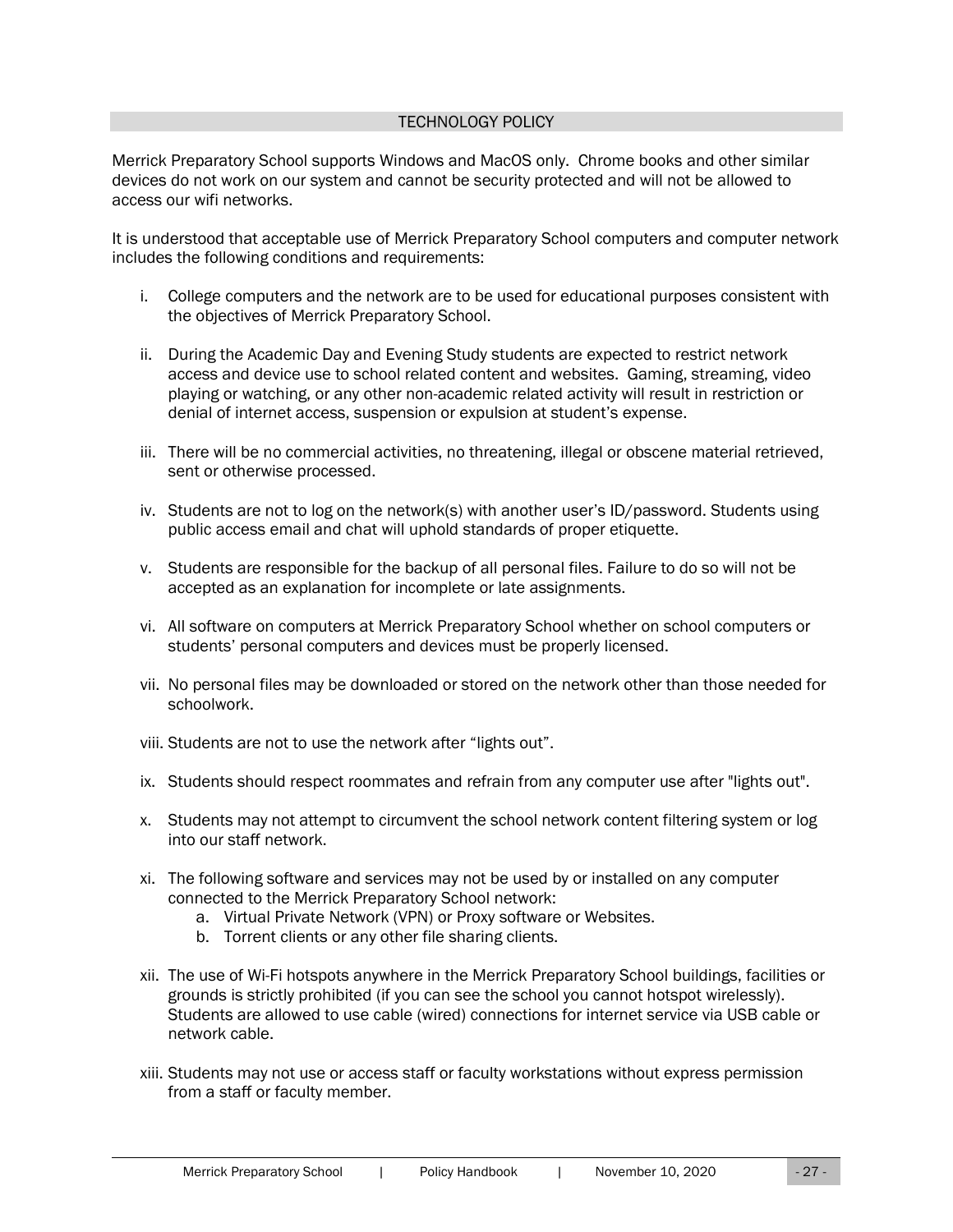## TECHNOLOGY POLICY

Merrick Preparatory School supports Windows and MacOS only. Chrome books and other similar devices do not work on our system and cannot be security protected and will not be allowed to access our wifi networks.

It is understood that acceptable use of Merrick Preparatory School computers and computer network includes the following conditions and requirements:

i. College computers and the network are to be used for educational purposes consistent with the objectives of Merrick Preparatory School.

ii. During the Academic Day and Evening Study students are expected to restrict network access and device use to school related content and websites. Gaming, streaming, video playing or watching, or any other non-academic related activity will result in restriction or denial of internet access, suspension or expulsion at student's expense.

iii. There will be no commercial activities, no threatening, illegal or obscene material retrieved, sent or otherwise processed.

iv. Students are not to log on the network(s) with another user's ID/password. Students using public access email and chat will uphold standards of proper etiquette.

v. Students are responsible for the backup of all personal files. Failure to do so will not be accepted as an explanation for incomplete or late assignments.

vi. All software on computers at Merrick Preparatory School whether on school computers or students' personal computers and devices must be properly licensed.

vii. No personal files may be downloaded or stored on the network other than those needed for schoolwork.

viii. Students are not to use the network after "lights out".

ix. Students should respect roommates and refrain from any computer use after "lights out".

x. Students may not attempt to circumvent the school network content filtering system or log into our staff network.

xi. The following software and services may not be used by or installed on any computer connected to the Merrick Preparatory School network:
   a. Virtual Private Network (VPN) or Proxy software or Websites.
   b. Torrent clients or any other file sharing clients.

xii. The use of Wi-Fi hotspots anywhere in the Merrick Preparatory School buildings, facilities or grounds is strictly prohibited (if you can see the school you cannot hotspot wirelessly). Students are allowed to use cable (wired) connections for internet service via USB cable or network cable.

xiii. Students may not use or access staff or faculty workstations without express permission from a staff or faculty member.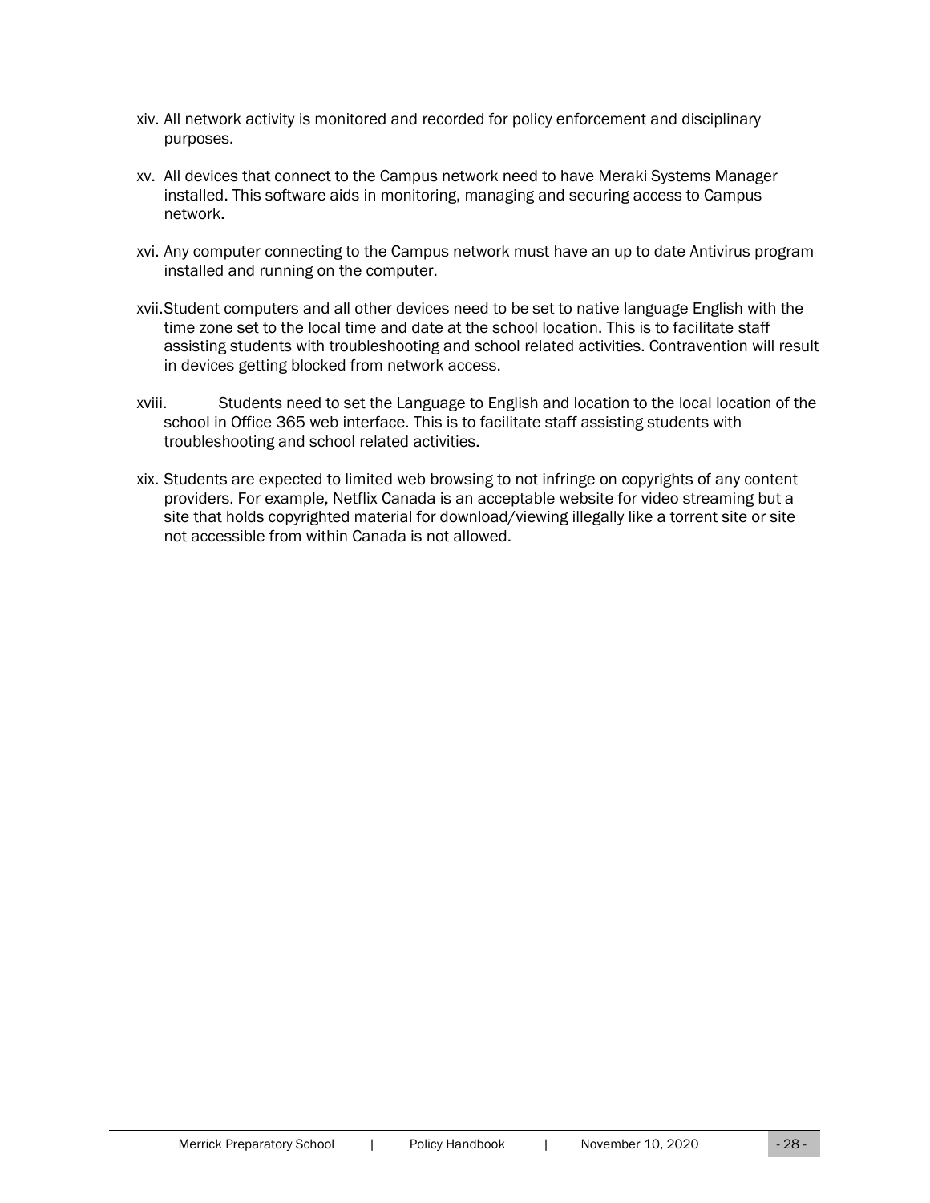xiv. All network activity is monitored and recorded for policy enforcement and disciplinary purposes.

xv. All devices that connect to the Campus network need to have Meraki Systems Manager installed. This software aids in monitoring, managing and securing access to Campus network.

xvi. Any computer connecting to the Campus network must have an up to date Antivirus program installed and running on the computer.

xvii. Student computers and all other devices need to be set to native language English with the time zone set to the local time and date at the school location. This is to facilitate staff assisting students with troubleshooting and school related activities. Contravention will result in devices getting blocked from network access.

xviii. Students need to set the Language to English and location to the local location of the school in Office 365 web interface. This is to facilitate staff assisting students with troubleshooting and school related activities.

xix. Students are expected to limited web browsing to not infringe on copyrights of any content providers. For example, Netflix Canada is an acceptable website for video streaming but a site that holds copyrighted material for download/viewing illegally like a torrent site or site not accessible from within Canada is not allowed.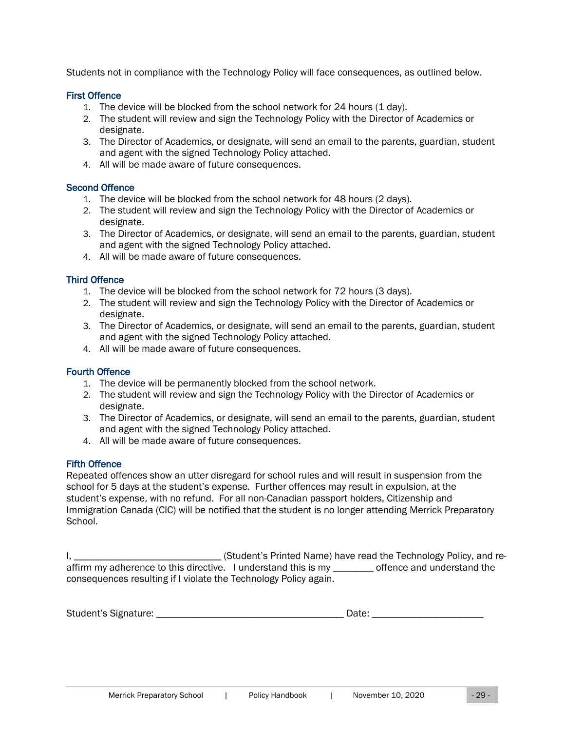Students not in compliance with the Technology Policy will face consequences, as outlined below.

### First Offence

1. The device will be blocked from the school network for 24 hours (1 day).
2. The student will review and sign the Technology Policy with the Director of Academics or designate.
3. The Director of Academics, or designate, will send an email to the parents, guardian, student and agent with the signed Technology Policy attached.
4. All will be made aware of future consequences.

### Second Offence

1. The device will be blocked from the school network for 48 hours (2 days).
2. The student will review and sign the Technology Policy with the Director of Academics or designate.
3. The Director of Academics, or designate, will send an email to the parents, guardian, student and agent with the signed Technology Policy attached.
4. All will be made aware of future consequences.

### Third Offence

1. The device will be blocked from the school network for 72 hours (3 days).
2. The student will review and sign the Technology Policy with the Director of Academics or designate.
3. The Director of Academics, or designate, will send an email to the parents, guardian, student and agent with the signed Technology Policy attached.
4. All will be made aware of future consequences.

### Fourth Offence

1. The device will be permanently blocked from the school network.
2. The student will review and sign the Technology Policy with the Director of Academics or designate.
3. The Director of Academics, or designate, will send an email to the parents, guardian, student and agent with the signed Technology Policy attached.
4. All will be made aware of future consequences.

### Fifth Offence

Repeated offences show an utter disregard for school rules and will result in suspension from the school for 5 days at the student's expense. Further offences may result in expulsion, at the student's expense, with no refund. For all non-Canadian passport holders, Citizenship and Immigration Canada (CIC) will be notified that the student is no longer attending Merrick Preparatory School.

I, _____________________________ (Student's Printed Name) have read the Technology Policy, and re-affirm my adherence to this directive. I understand this is my ________ offence and understand the consequences resulting if I violate the Technology Policy again.

Student's Signature: _____________________________________ Date: ______________________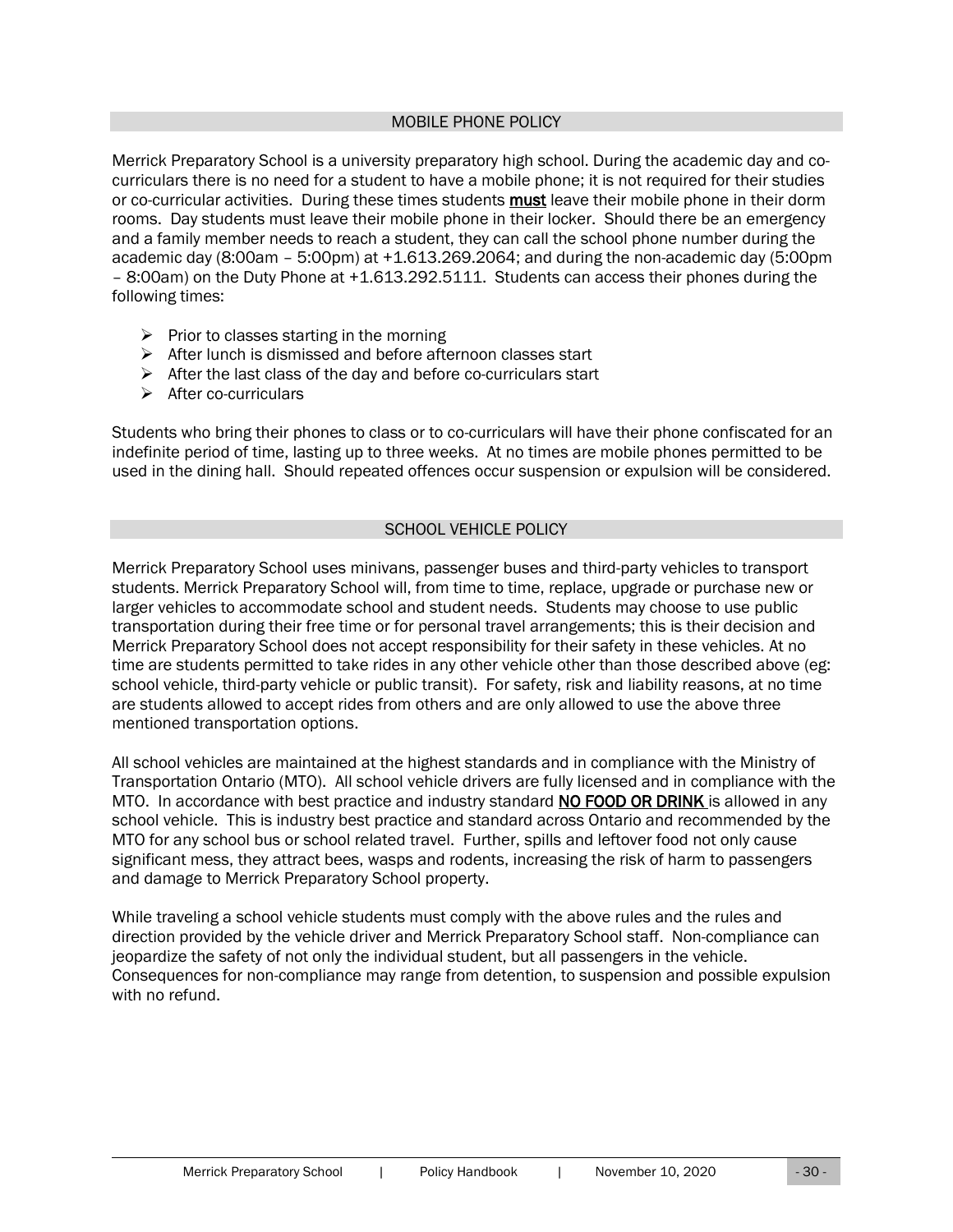## MOBILE PHONE POLICY

Merrick Preparatory School is a university preparatory high school. During the academic day and co-curriculars there is no need for a student to have a mobile phone; it is not required for their studies or co-curricular activities. During these times students **must** leave their mobile phone in their dorm rooms. Day students must leave their mobile phone in their locker. Should there be an emergency and a family member needs to reach a student, they can call the school phone number during the academic day (8:00am – 5:00pm) at +1.613.269.2064; and during the non-academic day (5:00pm – 8:00am) on the Duty Phone at +1.613.292.5111. Students can access their phones during the following times:

- Prior to classes starting in the morning
- After lunch is dismissed and before afternoon classes start
- After the last class of the day and before co-curriculars start
- After co-curriculars

Students who bring their phones to class or to co-curriculars will have their phone confiscated for an indefinite period of time, lasting up to three weeks. At no times are mobile phones permitted to be used in the dining hall. Should repeated offences occur suspension or expulsion will be considered.

## SCHOOL VEHICLE POLICY

Merrick Preparatory School uses minivans, passenger buses and third-party vehicles to transport students. Merrick Preparatory School will, from time to time, replace, upgrade or purchase new or larger vehicles to accommodate school and student needs. Students may choose to use public transportation during their free time or for personal travel arrangements; this is their decision and Merrick Preparatory School does not accept responsibility for their safety in these vehicles. At no time are students permitted to take rides in any other vehicle other than those described above (eg: school vehicle, third-party vehicle or public transit). For safety, risk and liability reasons, at no time are students allowed to accept rides from others and are only allowed to use the above three mentioned transportation options.

All school vehicles are maintained at the highest standards and in compliance with the Ministry of Transportation Ontario (MTO). All school vehicle drivers are fully licensed and in compliance with the MTO. In accordance with best practice and industry standard **NO FOOD OR DRINK** is allowed in any school vehicle. This is industry best practice and standard across Ontario and recommended by the MTO for any school bus or school related travel. Further, spills and leftover food not only cause significant mess, they attract bees, wasps and rodents, increasing the risk of harm to passengers and damage to Merrick Preparatory School property.

While traveling a school vehicle students must comply with the above rules and the rules and direction provided by the vehicle driver and Merrick Preparatory School staff. Non-compliance can jeopardize the safety of not only the individual student, but all passengers in the vehicle. Consequences for non-compliance may range from detention, to suspension and possible expulsion with no refund.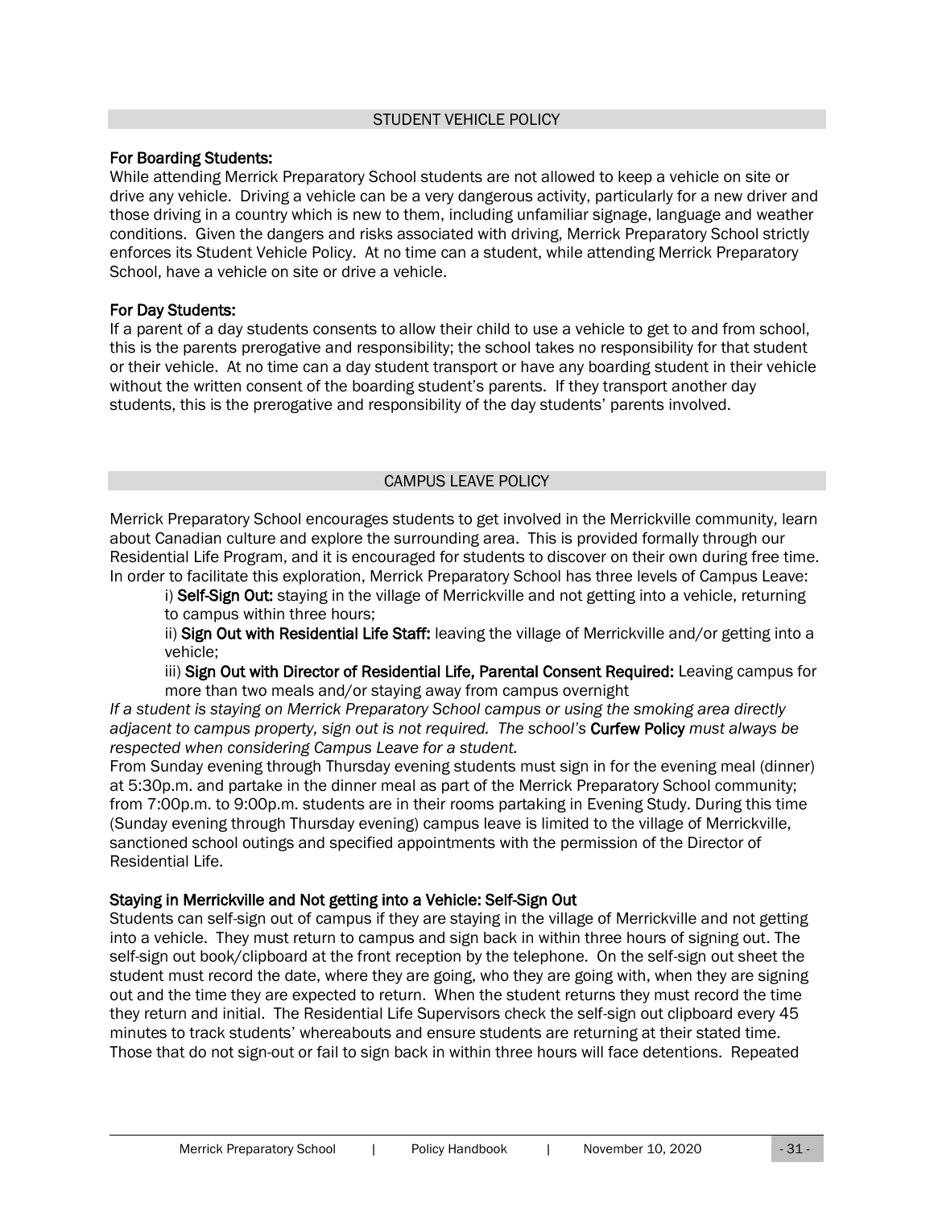## STUDENT VEHICLE POLICY

**For Boarding Students:**

While attending Merrick Preparatory School students are not allowed to keep a vehicle on site or drive any vehicle. Driving a vehicle can be a very dangerous activity, particularly for a new driver and those driving in a country which is new to them, including unfamiliar signage, language and weather conditions. Given the dangers and risks associated with driving, Merrick Preparatory School strictly enforces its Student Vehicle Policy. At no time can a student, while attending Merrick Preparatory School, have a vehicle on site or drive a vehicle.

**For Day Students:**

If a parent of a day students consents to allow their child to use a vehicle to get to and from school, this is the parents prerogative and responsibility; the school takes no responsibility for that student or their vehicle. At no time can a day student transport or have any boarding student in their vehicle without the written consent of the boarding student's parents. If they transport another day students, this is the prerogative and responsibility of the day students' parents involved.

## CAMPUS LEAVE POLICY

Merrick Preparatory School encourages students to get involved in the Merrickville community, learn about Canadian culture and explore the surrounding area. This is provided formally through our Residential Life Program, and it is encouraged for students to discover on their own during free time. In order to facilitate this exploration, Merrick Preparatory School has three levels of Campus Leave:

i) **Self-Sign Out:** staying in the village of Merrickville and not getting into a vehicle, returning to campus within three hours;

ii) **Sign Out with Residential Life Staff:** leaving the village of Merrickville and/or getting into a vehicle;

iii) **Sign Out with Director of Residential Life, Parental Consent Required:** Leaving campus for more than two meals and/or staying away from campus overnight

*If a student is staying on Merrick Preparatory School campus or using the smoking area directly adjacent to campus property, sign out is not required. The school's* **Curfew Policy** *must always be respected when considering Campus Leave for a student.*

From Sunday evening through Thursday evening students must sign in for the evening meal (dinner) at 5:30p.m. and partake in the dinner meal as part of the Merrick Preparatory School community; from 7:00p.m. to 9:00p.m. students are in their rooms partaking in Evening Study. During this time (Sunday evening through Thursday evening) campus leave is limited to the village of Merrickville, sanctioned school outings and specified appointments with the permission of the Director of Residential Life.

**Staying in Merrickville and Not getting into a Vehicle: Self-Sign Out**

Students can self-sign out of campus if they are staying in the village of Merrickville and not getting into a vehicle. They must return to campus and sign back in within three hours of signing out. The self-sign out book/clipboard at the front reception by the telephone. On the self-sign out sheet the student must record the date, where they are going, who they are going with, when they are signing out and the time they are expected to return. When the student returns they must record the time they return and initial. The Residential Life Supervisors check the self-sign out clipboard every 45 minutes to track students' whereabouts and ensure students are returning at their stated time. Those that do not sign-out or fail to sign back in within three hours will face detentions. Repeated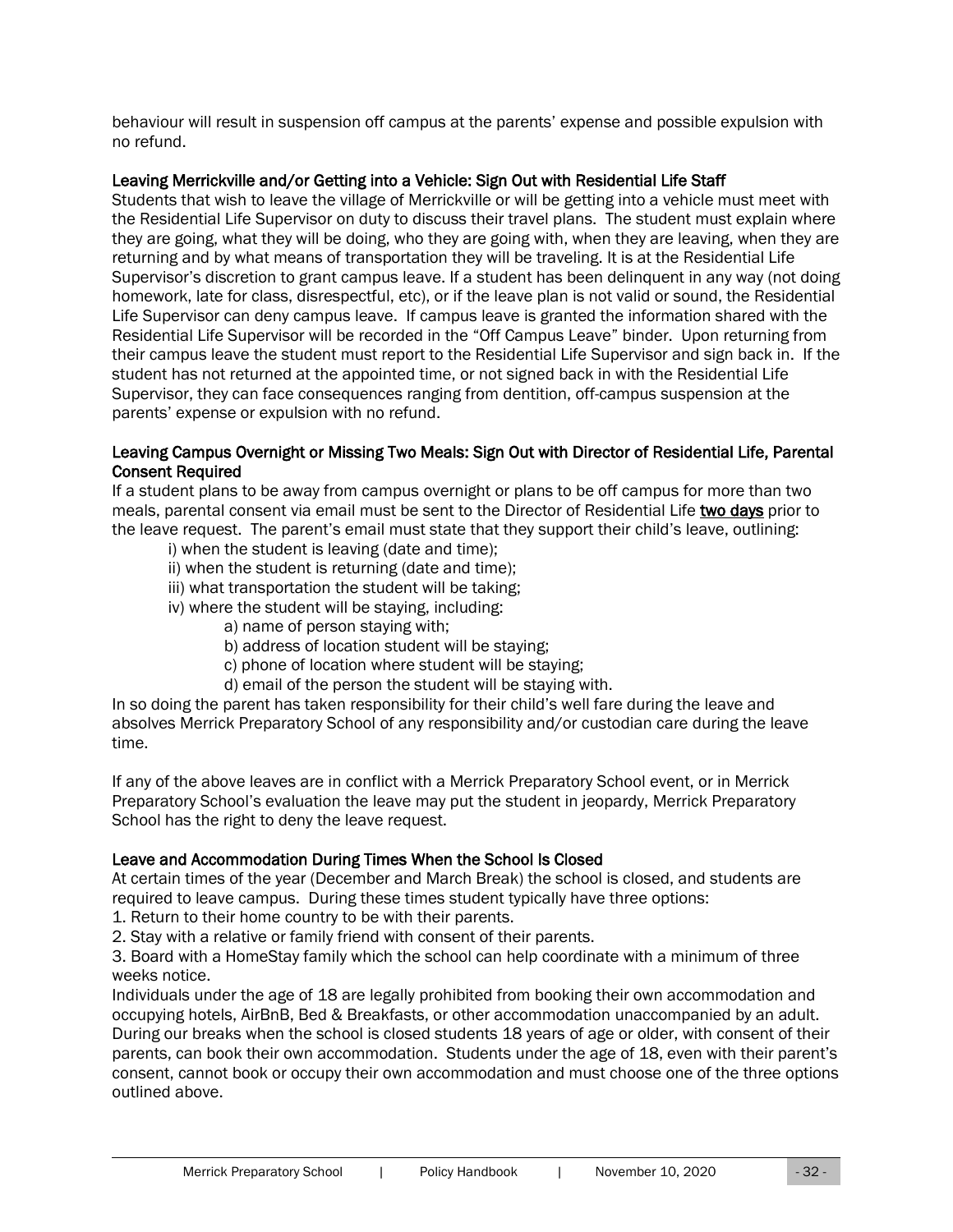behaviour will result in suspension off campus at the parents' expense and possible expulsion with no refund.

### Leaving Merrickville and/or Getting into a Vehicle: Sign Out with Residential Life Staff

Students that wish to leave the village of Merrickville or will be getting into a vehicle must meet with the Residential Life Supervisor on duty to discuss their travel plans. The student must explain where they are going, what they will be doing, who they are going with, when they are leaving, when they are returning and by what means of transportation they will be traveling. It is at the Residential Life Supervisor's discretion to grant campus leave. If a student has been delinquent in any way (not doing homework, late for class, disrespectful, etc), or if the leave plan is not valid or sound, the Residential Life Supervisor can deny campus leave. If campus leave is granted the information shared with the Residential Life Supervisor will be recorded in the "Off Campus Leave" binder. Upon returning from their campus leave the student must report to the Residential Life Supervisor and sign back in. If the student has not returned at the appointed time, or not signed back in with the Residential Life Supervisor, they can face consequences ranging from dentition, off-campus suspension at the parents' expense or expulsion with no refund.

### Leaving Campus Overnight or Missing Two Meals: Sign Out with Director of Residential Life, Parental Consent Required

If a student plans to be away from campus overnight or plans to be off campus for more than two meals, parental consent via email must be sent to the Director of Residential Life **two days** prior to the leave request. The parent's email must state that they support their child's leave, outlining:

- i) when the student is leaving (date and time);
- ii) when the student is returning (date and time);
- iii) what transportation the student will be taking;
- iv) where the student will be staying, including:
  - a) name of person staying with;
  - b) address of location student will be staying;
  - c) phone of location where student will be staying;
  - d) email of the person the student will be staying with.

In so doing the parent has taken responsibility for their child's well fare during the leave and absolves Merrick Preparatory School of any responsibility and/or custodian care during the leave time.

If any of the above leaves are in conflict with a Merrick Preparatory School event, or in Merrick Preparatory School's evaluation the leave may put the student in jeopardy, Merrick Preparatory School has the right to deny the leave request.

### Leave and Accommodation During Times When the School Is Closed

At certain times of the year (December and March Break) the school is closed, and students are required to leave campus. During these times student typically have three options:

1. Return to their home country to be with their parents.
2. Stay with a relative or family friend with consent of their parents.
3. Board with a HomeStay family which the school can help coordinate with a minimum of three weeks notice.

Individuals under the age of 18 are legally prohibited from booking their own accommodation and occupying hotels, AirBnB, Bed & Breakfasts, or other accommodation unaccompanied by an adult. During our breaks when the school is closed students 18 years of age or older, with consent of their parents, can book their own accommodation. Students under the age of 18, even with their parent's consent, cannot book or occupy their own accommodation and must choose one of the three options outlined above.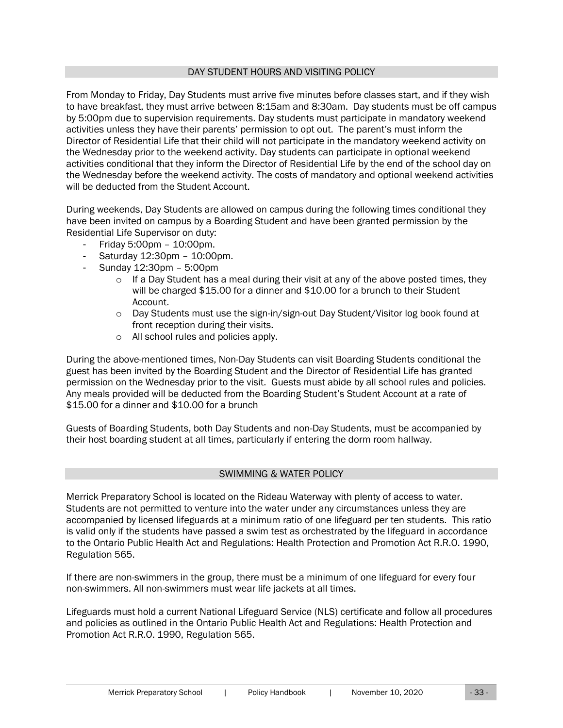## DAY STUDENT HOURS AND VISITING POLICY

From Monday to Friday, Day Students must arrive five minutes before classes start, and if they wish to have breakfast, they must arrive between 8:15am and 8:30am. Day students must be off campus by 5:00pm due to supervision requirements. Day students must participate in mandatory weekend activities unless they have their parents' permission to opt out. The parent's must inform the Director of Residential Life that their child will not participate in the mandatory weekend activity on the Wednesday prior to the weekend activity. Day students can participate in optional weekend activities conditional that they inform the Director of Residential Life by the end of the school day on the Wednesday before the weekend activity. The costs of mandatory and optional weekend activities will be deducted from the Student Account.

During weekends, Day Students are allowed on campus during the following times conditional they have been invited on campus by a Boarding Student and have been granted permission by the Residential Life Supervisor on duty:

- Friday 5:00pm – 10:00pm.
- Saturday 12:30pm – 10:00pm.
- Sunday 12:30pm – 5:00pm
  - If a Day Student has a meal during their visit at any of the above posted times, they will be charged $15.00 for a dinner and $10.00 for a brunch to their Student Account.
  - Day Students must use the sign-in/sign-out Day Student/Visitor log book found at front reception during their visits.
  - All school rules and policies apply.

During the above-mentioned times, Non-Day Students can visit Boarding Students conditional the guest has been invited by the Boarding Student and the Director of Residential Life has granted permission on the Wednesday prior to the visit. Guests must abide by all school rules and policies. Any meals provided will be deducted from the Boarding Student's Student Account at a rate of $15.00 for a dinner and $10.00 for a brunch

Guests of Boarding Students, both Day Students and non-Day Students, must be accompanied by their host boarding student at all times, particularly if entering the dorm room hallway.

## SWIMMING & WATER POLICY

Merrick Preparatory School is located on the Rideau Waterway with plenty of access to water. Students are not permitted to venture into the water under any circumstances unless they are accompanied by licensed lifeguards at a minimum ratio of one lifeguard per ten students. This ratio is valid only if the students have passed a swim test as orchestrated by the lifeguard in accordance to the Ontario Public Health Act and Regulations: Health Protection and Promotion Act R.R.O. 1990, Regulation 565.

If there are non-swimmers in the group, there must be a minimum of one lifeguard for every four non-swimmers. All non-swimmers must wear life jackets at all times.

Lifeguards must hold a current National Lifeguard Service (NLS) certificate and follow all procedures and policies as outlined in the Ontario Public Health Act and Regulations: Health Protection and Promotion Act R.R.O. 1990, Regulation 565.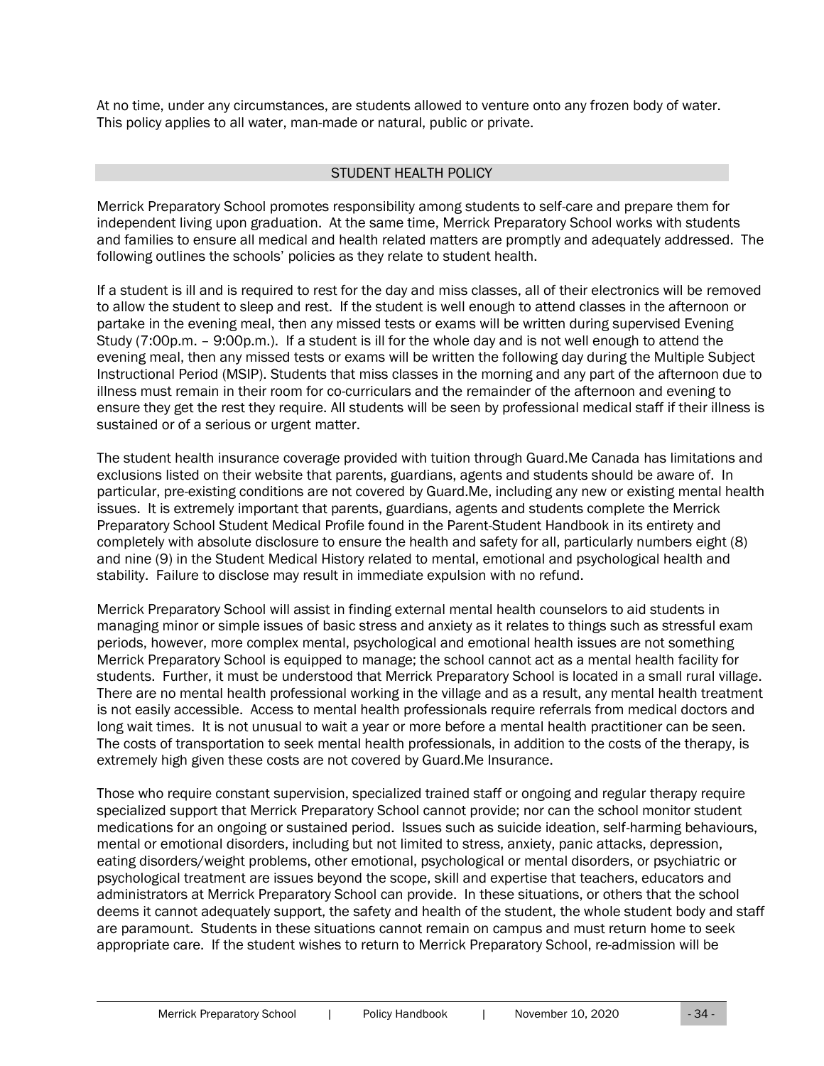At no time, under any circumstances, are students allowed to venture onto any frozen body of water. This policy applies to all water, man-made or natural, public or private.

## STUDENT HEALTH POLICY

Merrick Preparatory School promotes responsibility among students to self-care and prepare them for independent living upon graduation. At the same time, Merrick Preparatory School works with students and families to ensure all medical and health related matters are promptly and adequately addressed. The following outlines the schools' policies as they relate to student health.

If a student is ill and is required to rest for the day and miss classes, all of their electronics will be removed to allow the student to sleep and rest. If the student is well enough to attend classes in the afternoon or partake in the evening meal, then any missed tests or exams will be written during supervised Evening Study (7:00p.m. – 9:00p.m.). If a student is ill for the whole day and is not well enough to attend the evening meal, then any missed tests or exams will be written the following day during the Multiple Subject Instructional Period (MSIP). Students that miss classes in the morning and any part of the afternoon due to illness must remain in their room for co-curriculars and the remainder of the afternoon and evening to ensure they get the rest they require. All students will be seen by professional medical staff if their illness is sustained or of a serious or urgent matter.

The student health insurance coverage provided with tuition through Guard.Me Canada has limitations and exclusions listed on their website that parents, guardians, agents and students should be aware of. In particular, pre-existing conditions are not covered by Guard.Me, including any new or existing mental health issues. It is extremely important that parents, guardians, agents and students complete the Merrick Preparatory School Student Medical Profile found in the Parent-Student Handbook in its entirety and completely with absolute disclosure to ensure the health and safety for all, particularly numbers eight (8) and nine (9) in the Student Medical History related to mental, emotional and psychological health and stability. Failure to disclose may result in immediate expulsion with no refund.

Merrick Preparatory School will assist in finding external mental health counselors to aid students in managing minor or simple issues of basic stress and anxiety as it relates to things such as stressful exam periods, however, more complex mental, psychological and emotional health issues are not something Merrick Preparatory School is equipped to manage; the school cannot act as a mental health facility for students. Further, it must be understood that Merrick Preparatory School is located in a small rural village. There are no mental health professional working in the village and as a result, any mental health treatment is not easily accessible. Access to mental health professionals require referrals from medical doctors and long wait times. It is not unusual to wait a year or more before a mental health practitioner can be seen. The costs of transportation to seek mental health professionals, in addition to the costs of the therapy, is extremely high given these costs are not covered by Guard.Me Insurance.

Those who require constant supervision, specialized trained staff or ongoing and regular therapy require specialized support that Merrick Preparatory School cannot provide; nor can the school monitor student medications for an ongoing or sustained period. Issues such as suicide ideation, self-harming behaviours, mental or emotional disorders, including but not limited to stress, anxiety, panic attacks, depression, eating disorders/weight problems, other emotional, psychological or mental disorders, or psychiatric or psychological treatment are issues beyond the scope, skill and expertise that teachers, educators and administrators at Merrick Preparatory School can provide. In these situations, or others that the school deems it cannot adequately support, the safety and health of the student, the whole student body and staff are paramount. Students in these situations cannot remain on campus and must return home to seek appropriate care. If the student wishes to return to Merrick Preparatory School, re-admission will be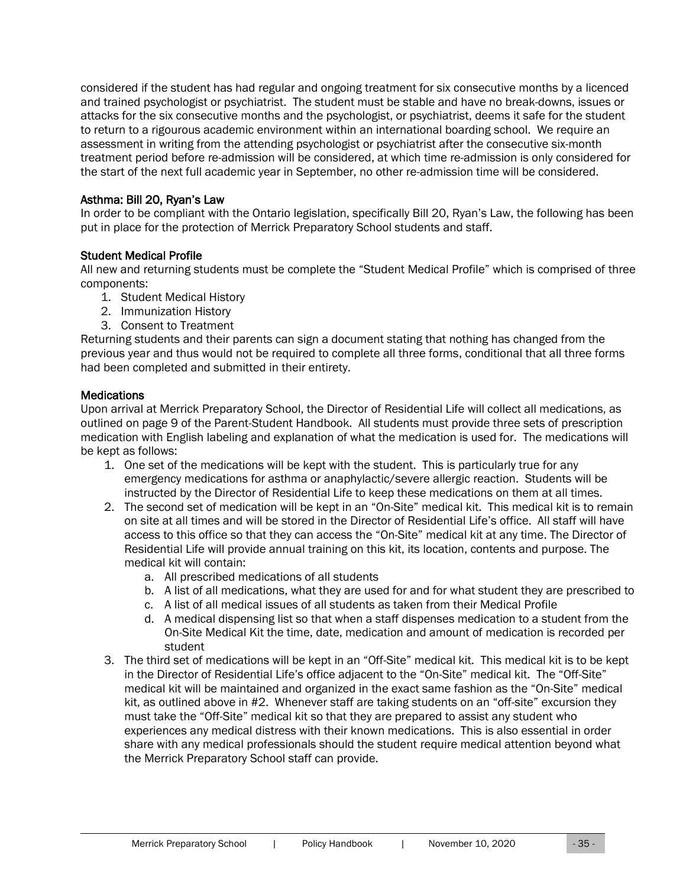considered if the student has had regular and ongoing treatment for six consecutive months by a licenced and trained psychologist or psychiatrist. The student must be stable and have no break-downs, issues or attacks for the six consecutive months and the psychologist, or psychiatrist, deems it safe for the student to return to a rigourous academic environment within an international boarding school. We require an assessment in writing from the attending psychologist or psychiatrist after the consecutive six-month treatment period before re-admission will be considered, at which time re-admission is only considered for the start of the next full academic year in September, no other re-admission time will be considered.

### Asthma: Bill 20, Ryan's Law

In order to be compliant with the Ontario legislation, specifically Bill 20, Ryan's Law, the following has been put in place for the protection of Merrick Preparatory School students and staff.

### Student Medical Profile

All new and returning students must be complete the "Student Medical Profile" which is comprised of three components:

1. Student Medical History
2. Immunization History
3. Consent to Treatment

Returning students and their parents can sign a document stating that nothing has changed from the previous year and thus would not be required to complete all three forms, conditional that all three forms had been completed and submitted in their entirety.

### Medications

Upon arrival at Merrick Preparatory School, the Director of Residential Life will collect all medications, as outlined on page 9 of the Parent-Student Handbook. All students must provide three sets of prescription medication with English labeling and explanation of what the medication is used for. The medications will be kept as follows:

1. One set of the medications will be kept with the student. This is particularly true for any emergency medications for asthma or anaphylactic/severe allergic reaction. Students will be instructed by the Director of Residential Life to keep these medications on them at all times.
2. The second set of medication will be kept in an "On-Site" medical kit. This medical kit is to remain on site at all times and will be stored in the Director of Residential Life's office. All staff will have access to this office so that they can access the "On-Site" medical kit at any time. The Director of Residential Life will provide annual training on this kit, its location, contents and purpose. The medical kit will contain:
    a. All prescribed medications of all students
    b. A list of all medications, what they are used for and for what student they are prescribed to
    c. A list of all medical issues of all students as taken from their Medical Profile
    d. A medical dispensing list so that when a staff dispenses medication to a student from the On-Site Medical Kit the time, date, medication and amount of medication is recorded per student
3. The third set of medications will be kept in an "Off-Site" medical kit. This medical kit is to be kept in the Director of Residential Life's office adjacent to the "On-Site" medical kit. The "Off-Site" medical kit will be maintained and organized in the exact same fashion as the "On-Site" medical kit, as outlined above in #2. Whenever staff are taking students on an "off-site" excursion they must take the "Off-Site" medical kit so that they are prepared to assist any student who experiences any medical distress with their known medications. This is also essential in order share with any medical professionals should the student require medical attention beyond what the Merrick Preparatory School staff can provide.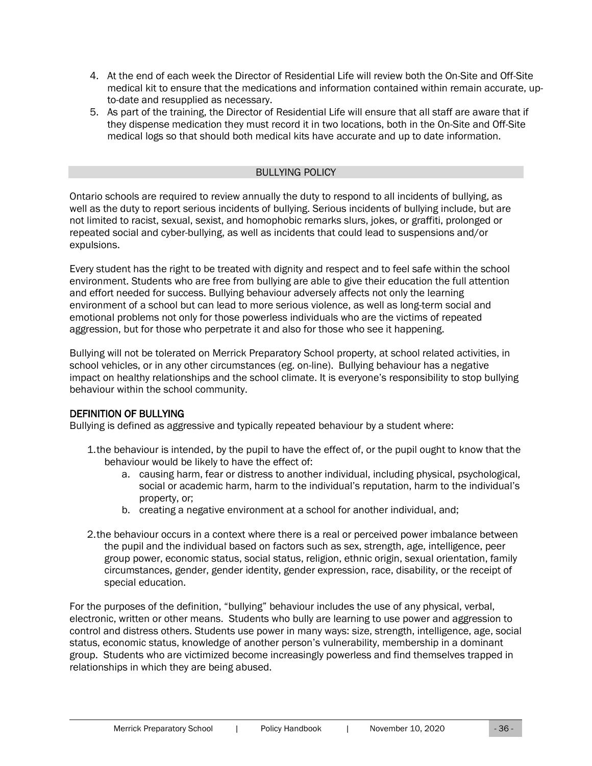4. At the end of each week the Director of Residential Life will review both the On-Site and Off-Site medical kit to ensure that the medications and information contained within remain accurate, up-to-date and resupplied as necessary.
5. As part of the training, the Director of Residential Life will ensure that all staff are aware that if they dispense medication they must record it in two locations, both in the On-Site and Off-Site medical logs so that should both medical kits have accurate and up to date information.

## BULLYING POLICY

Ontario schools are required to review annually the duty to respond to all incidents of bullying, as well as the duty to report serious incidents of bullying. Serious incidents of bullying include, but are not limited to racist, sexual, sexist, and homophobic remarks slurs, jokes, or graffiti, prolonged or repeated social and cyber-bullying, as well as incidents that could lead to suspensions and/or expulsions.

Every student has the right to be treated with dignity and respect and to feel safe within the school environment. Students who are free from bullying are able to give their education the full attention and effort needed for success. Bullying behaviour adversely affects not only the learning environment of a school but can lead to more serious violence, as well as long-term social and emotional problems not only for those powerless individuals who are the victims of repeated aggression, but for those who perpetrate it and also for those who see it happening.

Bullying will not be tolerated on Merrick Preparatory School property, at school related activities, in school vehicles, or in any other circumstances (eg. on-line). Bullying behaviour has a negative impact on healthy relationships and the school climate. It is everyone's responsibility to stop bullying behaviour within the school community.

### DEFINITION OF BULLYING

Bullying is defined as aggressive and typically repeated behaviour by a student where:

1. the behaviour is intended, by the pupil to have the effect of, or the pupil ought to know that the behaviour would be likely to have the effect of:
    a. causing harm, fear or distress to another individual, including physical, psychological, social or academic harm, harm to the individual's reputation, harm to the individual's property, or;
    b. creating a negative environment at a school for another individual, and;

2. the behaviour occurs in a context where there is a real or perceived power imbalance between the pupil and the individual based on factors such as sex, strength, age, intelligence, peer group power, economic status, social status, religion, ethnic origin, sexual orientation, family circumstances, gender, gender identity, gender expression, race, disability, or the receipt of special education.

For the purposes of the definition, "bullying" behaviour includes the use of any physical, verbal, electronic, written or other means. Students who bully are learning to use power and aggression to control and distress others. Students use power in many ways: size, strength, intelligence, age, social status, economic status, knowledge of another person's vulnerability, membership in a dominant group. Students who are victimized become increasingly powerless and find themselves trapped in relationships in which they are being abused.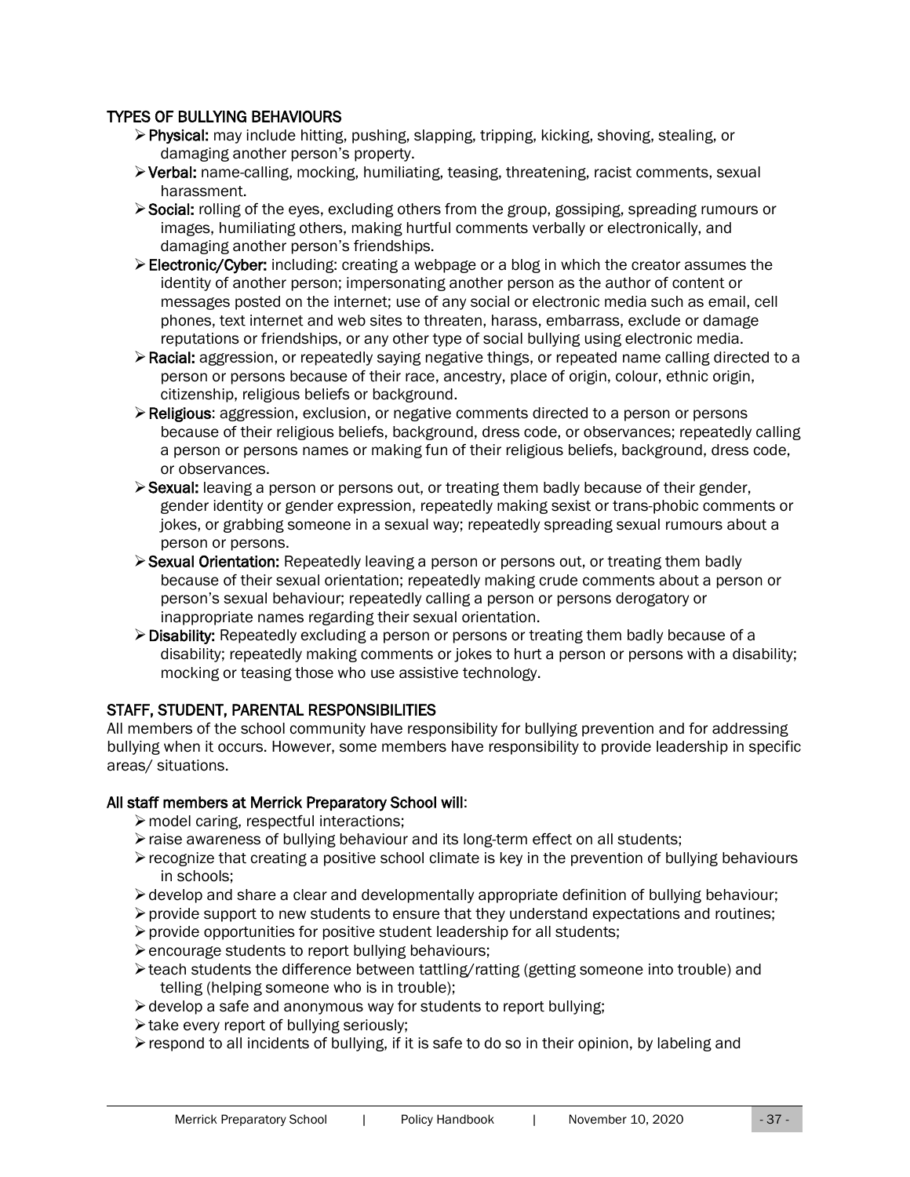### TYPES OF BULLYING BEHAVIOURS

- **Physical:** may include hitting, pushing, slapping, tripping, kicking, shoving, stealing, or damaging another person's property.
- **Verbal:** name-calling, mocking, humiliating, teasing, threatening, racist comments, sexual harassment.
- **Social:** rolling of the eyes, excluding others from the group, gossiping, spreading rumours or images, humiliating others, making hurtful comments verbally or electronically, and damaging another person's friendships.
- **Electronic/Cyber:** including: creating a webpage or a blog in which the creator assumes the identity of another person; impersonating another person as the author of content or messages posted on the internet; use of any social or electronic media such as email, cell phones, text internet and web sites to threaten, harass, embarrass, exclude or damage reputations or friendships, or any other type of social bullying using electronic media.
- **Racial:** aggression, or repeatedly saying negative things, or repeated name calling directed to a person or persons because of their race, ancestry, place of origin, colour, ethnic origin, citizenship, religious beliefs or background.
- **Religious**: aggression, exclusion, or negative comments directed to a person or persons because of their religious beliefs, background, dress code, or observances; repeatedly calling a person or persons names or making fun of their religious beliefs, background, dress code, or observances.
- **Sexual:** leaving a person or persons out, or treating them badly because of their gender, gender identity or gender expression, repeatedly making sexist or trans-phobic comments or jokes, or grabbing someone in a sexual way; repeatedly spreading sexual rumours about a person or persons.
- **Sexual Orientation:** Repeatedly leaving a person or persons out, or treating them badly because of their sexual orientation; repeatedly making crude comments about a person or person's sexual behaviour; repeatedly calling a person or persons derogatory or inappropriate names regarding their sexual orientation.
- **Disability:** Repeatedly excluding a person or persons or treating them badly because of a disability; repeatedly making comments or jokes to hurt a person or persons with a disability; mocking or teasing those who use assistive technology.

### STAFF, STUDENT, PARENTAL RESPONSIBILITIES

All members of the school community have responsibility for bullying prevention and for addressing bullying when it occurs. However, some members have responsibility to provide leadership in specific areas/ situations.

**All staff members at Merrick Preparatory School will**:

- model caring, respectful interactions;
- raise awareness of bullying behaviour and its long-term effect on all students;
- recognize that creating a positive school climate is key in the prevention of bullying behaviours in schools;
- develop and share a clear and developmentally appropriate definition of bullying behaviour;
- provide support to new students to ensure that they understand expectations and routines;
- provide opportunities for positive student leadership for all students;
- encourage students to report bullying behaviours;
- teach students the difference between tattling/ratting (getting someone into trouble) and telling (helping someone who is in trouble);
- develop a safe and anonymous way for students to report bullying;
- take every report of bullying seriously;
- respond to all incidents of bullying, if it is safe to do so in their opinion, by labeling and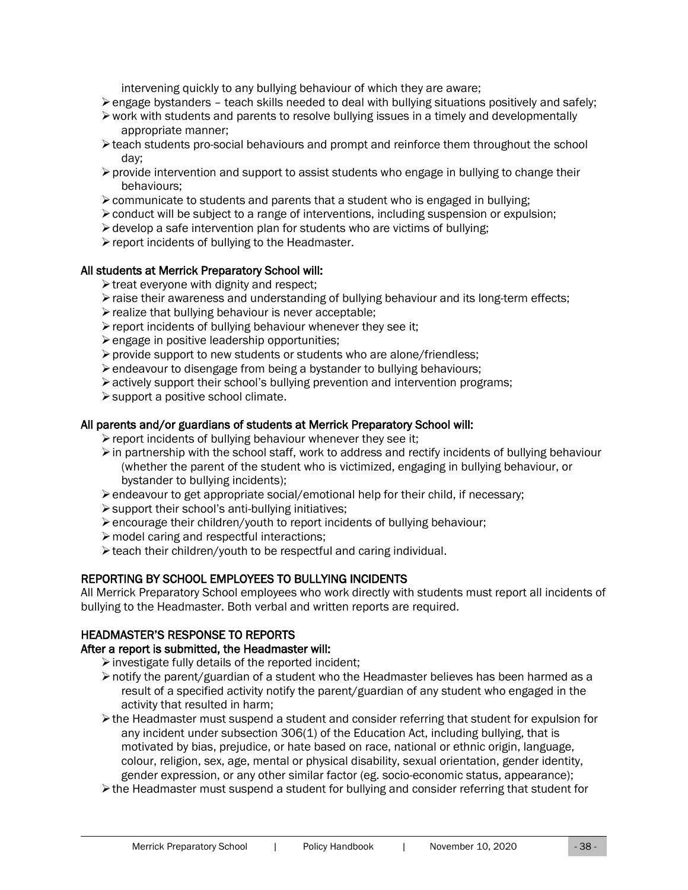intervening quickly to any bullying behaviour of which they are aware;

- engage bystanders – teach skills needed to deal with bullying situations positively and safely;
- work with students and parents to resolve bullying issues in a timely and developmentally appropriate manner;
- teach students pro-social behaviours and prompt and reinforce them throughout the school day;
- provide intervention and support to assist students who engage in bullying to change their behaviours;
- communicate to students and parents that a student who is engaged in bullying;
- conduct will be subject to a range of interventions, including suspension or expulsion;
- develop a safe intervention plan for students who are victims of bullying;
- report incidents of bullying to the Headmaster.

**All students at Merrick Preparatory School will:**

- treat everyone with dignity and respect;
- raise their awareness and understanding of bullying behaviour and its long-term effects;
- realize that bullying behaviour is never acceptable;
- report incidents of bullying behaviour whenever they see it;
- engage in positive leadership opportunities;
- provide support to new students or students who are alone/friendless;
- endeavour to disengage from being a bystander to bullying behaviours;
- actively support their school's bullying prevention and intervention programs;
- support a positive school climate.

**All parents and/or guardians of students at Merrick Preparatory School will:**

- report incidents of bullying behaviour whenever they see it;
- in partnership with the school staff, work to address and rectify incidents of bullying behaviour (whether the parent of the student who is victimized, engaging in bullying behaviour, or bystander to bullying incidents);
- endeavour to get appropriate social/emotional help for their child, if necessary;
- support their school's anti-bullying initiatives;
- encourage their children/youth to report incidents of bullying behaviour;
- model caring and respectful interactions;
- teach their children/youth to be respectful and caring individual.

**REPORTING BY SCHOOL EMPLOYEES TO BULLYING INCIDENTS**

All Merrick Preparatory School employees who work directly with students must report all incidents of bullying to the Headmaster. Both verbal and written reports are required.

**HEADMASTER'S RESPONSE TO REPORTS**

**After a report is submitted, the Headmaster will:**

- investigate fully details of the reported incident;
- notify the parent/guardian of a student who the Headmaster believes has been harmed as a result of a specified activity notify the parent/guardian of any student who engaged in the activity that resulted in harm;
- the Headmaster must suspend a student and consider referring that student for expulsion for any incident under subsection 306(1) of the Education Act, including bullying, that is motivated by bias, prejudice, or hate based on race, national or ethnic origin, language, colour, religion, sex, age, mental or physical disability, sexual orientation, gender identity, gender expression, or any other similar factor (eg. socio-economic status, appearance);
- the Headmaster must suspend a student for bullying and consider referring that student for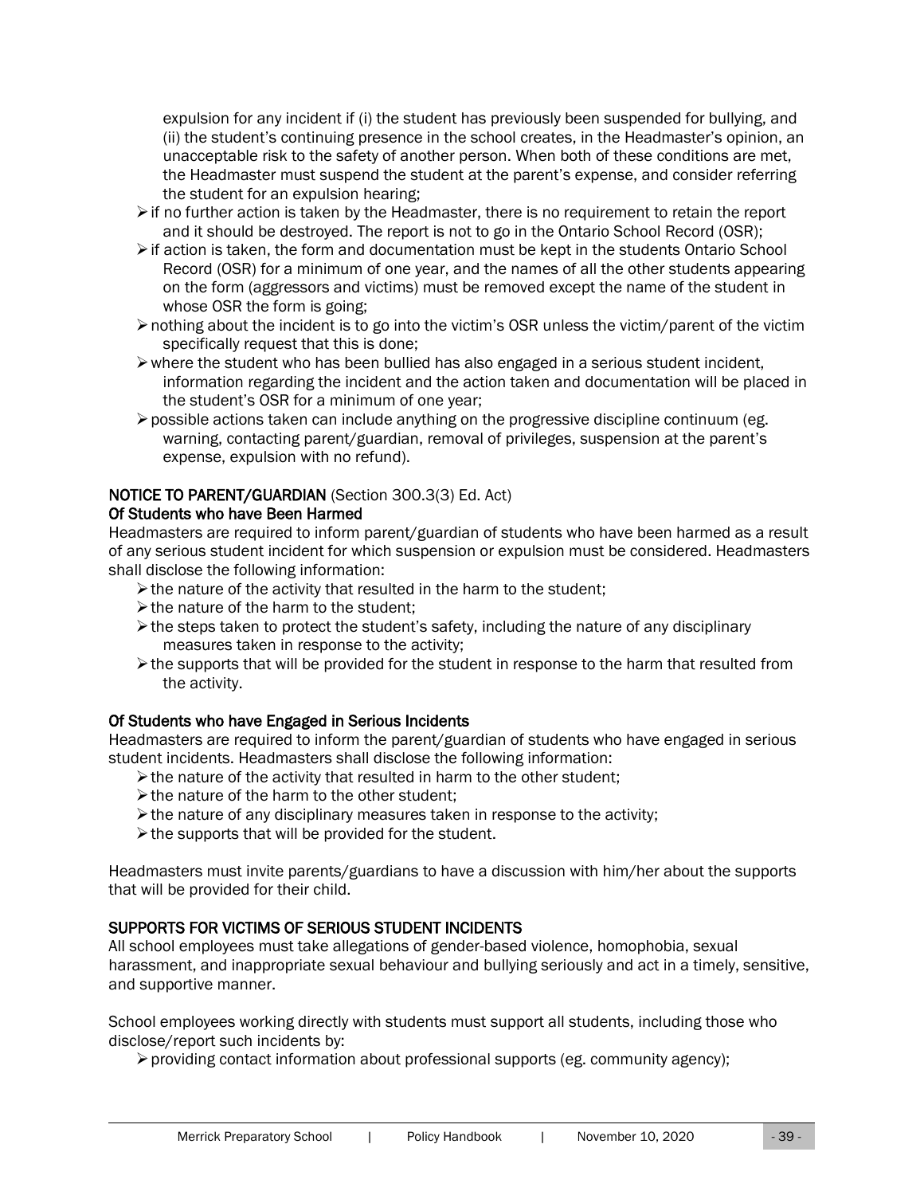expulsion for any incident if (i) the student has previously been suspended for bullying, and (ii) the student's continuing presence in the school creates, in the Headmaster's opinion, an unacceptable risk to the safety of another person. When both of these conditions are met, the Headmaster must suspend the student at the parent's expense, and consider referring the student for an expulsion hearing;

- if no further action is taken by the Headmaster, there is no requirement to retain the report and it should be destroyed. The report is not to go in the Ontario School Record (OSR);
- if action is taken, the form and documentation must be kept in the students Ontario School Record (OSR) for a minimum of one year, and the names of all the other students appearing on the form (aggressors and victims) must be removed except the name of the student in whose OSR the form is going;
- nothing about the incident is to go into the victim's OSR unless the victim/parent of the victim specifically request that this is done;
- where the student who has been bullied has also engaged in a serious student incident, information regarding the incident and the action taken and documentation will be placed in the student's OSR for a minimum of one year;
- possible actions taken can include anything on the progressive discipline continuum (eg. warning, contacting parent/guardian, removal of privileges, suspension at the parent's expense, expulsion with no refund).

## NOTICE TO PARENT/GUARDIAN (Section 300.3(3) Ed. Act)

### Of Students who have Been Harmed

Headmasters are required to inform parent/guardian of students who have been harmed as a result of any serious student incident for which suspension or expulsion must be considered. Headmasters shall disclose the following information:

- the nature of the activity that resulted in the harm to the student;
- the nature of the harm to the student;
- the steps taken to protect the student's safety, including the nature of any disciplinary measures taken in response to the activity;
- the supports that will be provided for the student in response to the harm that resulted from the activity.

### Of Students who have Engaged in Serious Incidents

Headmasters are required to inform the parent/guardian of students who have engaged in serious student incidents. Headmasters shall disclose the following information:

- the nature of the activity that resulted in harm to the other student;
- the nature of the harm to the other student;
- the nature of any disciplinary measures taken in response to the activity;
- the supports that will be provided for the student.

Headmasters must invite parents/guardians to have a discussion with him/her about the supports that will be provided for their child.

## SUPPORTS FOR VICTIMS OF SERIOUS STUDENT INCIDENTS

All school employees must take allegations of gender-based violence, homophobia, sexual harassment, and inappropriate sexual behaviour and bullying seriously and act in a timely, sensitive, and supportive manner.

School employees working directly with students must support all students, including those who disclose/report such incidents by:

- providing contact information about professional supports (eg. community agency);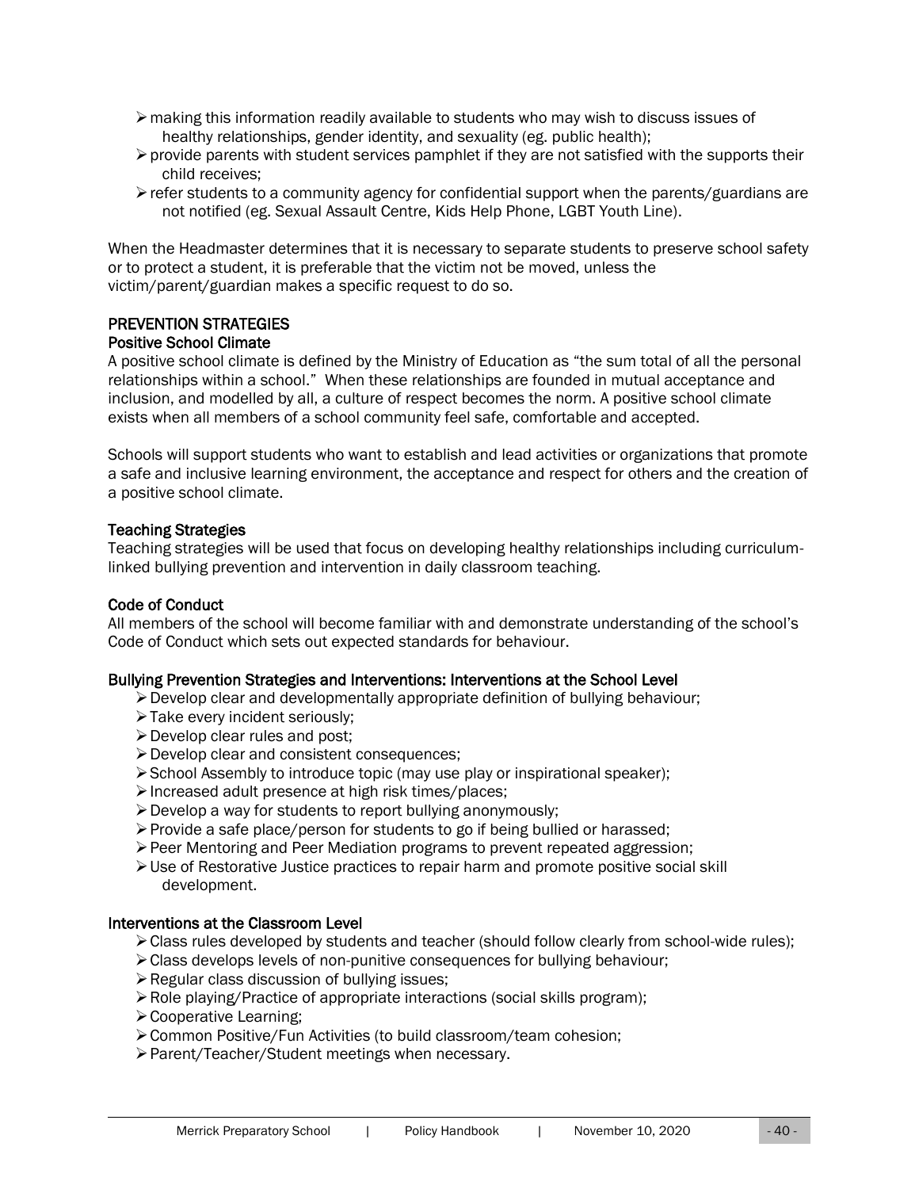- making this information readily available to students who may wish to discuss issues of healthy relationships, gender identity, and sexuality (eg. public health);
- provide parents with student services pamphlet if they are not satisfied with the supports their child receives;
- refer students to a community agency for confidential support when the parents/guardians are not notified (eg. Sexual Assault Centre, Kids Help Phone, LGBT Youth Line).

When the Headmaster determines that it is necessary to separate students to preserve school safety or to protect a student, it is preferable that the victim not be moved, unless the victim/parent/guardian makes a specific request to do so.

## PREVENTION STRATEGIES

### Positive School Climate

A positive school climate is defined by the Ministry of Education as "the sum total of all the personal relationships within a school." When these relationships are founded in mutual acceptance and inclusion, and modelled by all, a culture of respect becomes the norm. A positive school climate exists when all members of a school community feel safe, comfortable and accepted.

Schools will support students who want to establish and lead activities or organizations that promote a safe and inclusive learning environment, the acceptance and respect for others and the creation of a positive school climate.

### Teaching Strategies

Teaching strategies will be used that focus on developing healthy relationships including curriculum-linked bullying prevention and intervention in daily classroom teaching.

### Code of Conduct

All members of the school will become familiar with and demonstrate understanding of the school's Code of Conduct which sets out expected standards for behaviour.

### Bullying Prevention Strategies and Interventions: Interventions at the School Level

- Develop clear and developmentally appropriate definition of bullying behaviour;
- Take every incident seriously;
- Develop clear rules and post;
- Develop clear and consistent consequences;
- School Assembly to introduce topic (may use play or inspirational speaker);
- Increased adult presence at high risk times/places;
- Develop a way for students to report bullying anonymously;
- Provide a safe place/person for students to go if being bullied or harassed;
- Peer Mentoring and Peer Mediation programs to prevent repeated aggression;
- Use of Restorative Justice practices to repair harm and promote positive social skill development.

### Interventions at the Classroom Level

- Class rules developed by students and teacher (should follow clearly from school-wide rules);
- Class develops levels of non-punitive consequences for bullying behaviour;
- Regular class discussion of bullying issues;
- Role playing/Practice of appropriate interactions (social skills program);
- Cooperative Learning;
- Common Positive/Fun Activities (to build classroom/team cohesion;
- Parent/Teacher/Student meetings when necessary.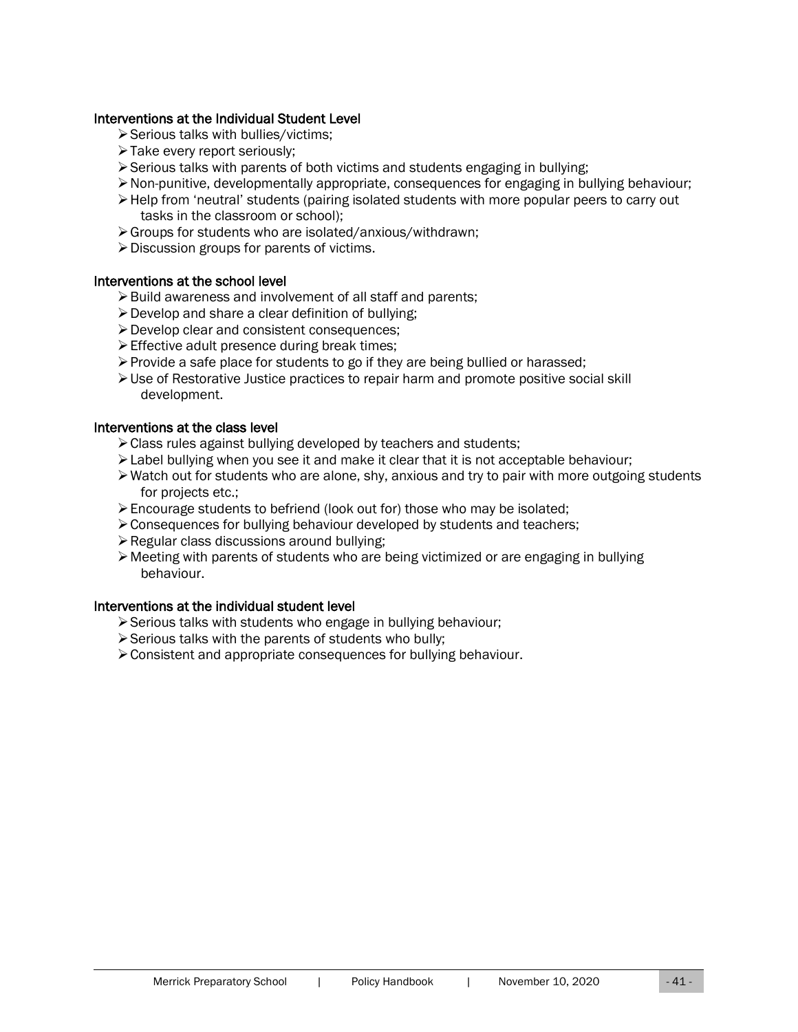#### Interventions at the Individual Student Level

- Serious talks with bullies/victims;
- Take every report seriously;
- Serious talks with parents of both victims and students engaging in bullying;
- Non-punitive, developmentally appropriate, consequences for engaging in bullying behaviour;
- Help from 'neutral' students (pairing isolated students with more popular peers to carry out tasks in the classroom or school);
- Groups for students who are isolated/anxious/withdrawn;
- Discussion groups for parents of victims.

#### Interventions at the school level

- Build awareness and involvement of all staff and parents;
- Develop and share a clear definition of bullying;
- Develop clear and consistent consequences;
- Effective adult presence during break times;
- Provide a safe place for students to go if they are being bullied or harassed;
- Use of Restorative Justice practices to repair harm and promote positive social skill development.

#### Interventions at the class level

- Class rules against bullying developed by teachers and students;
- Label bullying when you see it and make it clear that it is not acceptable behaviour;
- Watch out for students who are alone, shy, anxious and try to pair with more outgoing students for projects etc.;
- Encourage students to befriend (look out for) those who may be isolated;
- Consequences for bullying behaviour developed by students and teachers;
- Regular class discussions around bullying;
- Meeting with parents of students who are being victimized or are engaging in bullying behaviour.

#### Interventions at the individual student level

- Serious talks with students who engage in bullying behaviour;
- Serious talks with the parents of students who bully;
- Consistent and appropriate consequences for bullying behaviour.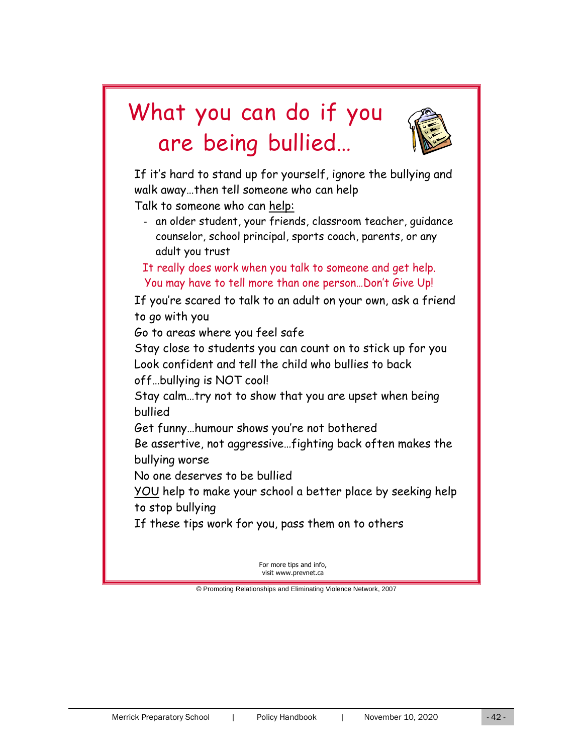# What you can do if you are being bullied…

If it's hard to stand up for yourself, ignore the bullying and walk away…then tell someone who can help

Talk to someone who can help:

- an older student, your friends, classroom teacher, guidance counselor, school principal, sports coach, parents, or any adult you trust

It really does work when you talk to someone and get help. You may have to tell more than one person…Don't Give Up!

If you're scared to talk to an adult on your own, ask a friend to go with you

Go to areas where you feel safe

Stay close to students you can count on to stick up for you

Look confident and tell the child who bullies to back off…bullying is NOT cool!

Stay calm…try not to show that you are upset when being bullied

Get funny…humour shows you're not bothered

Be assertive, not aggressive…fighting back often makes the bullying worse

No one deserves to be bullied

YOU help to make your school a better place by seeking help to stop bullying

If these tips work for you, pass them on to others

For more tips and info, visit www.prevnet.ca

© Promoting Relationships and Eliminating Violence Network, 2007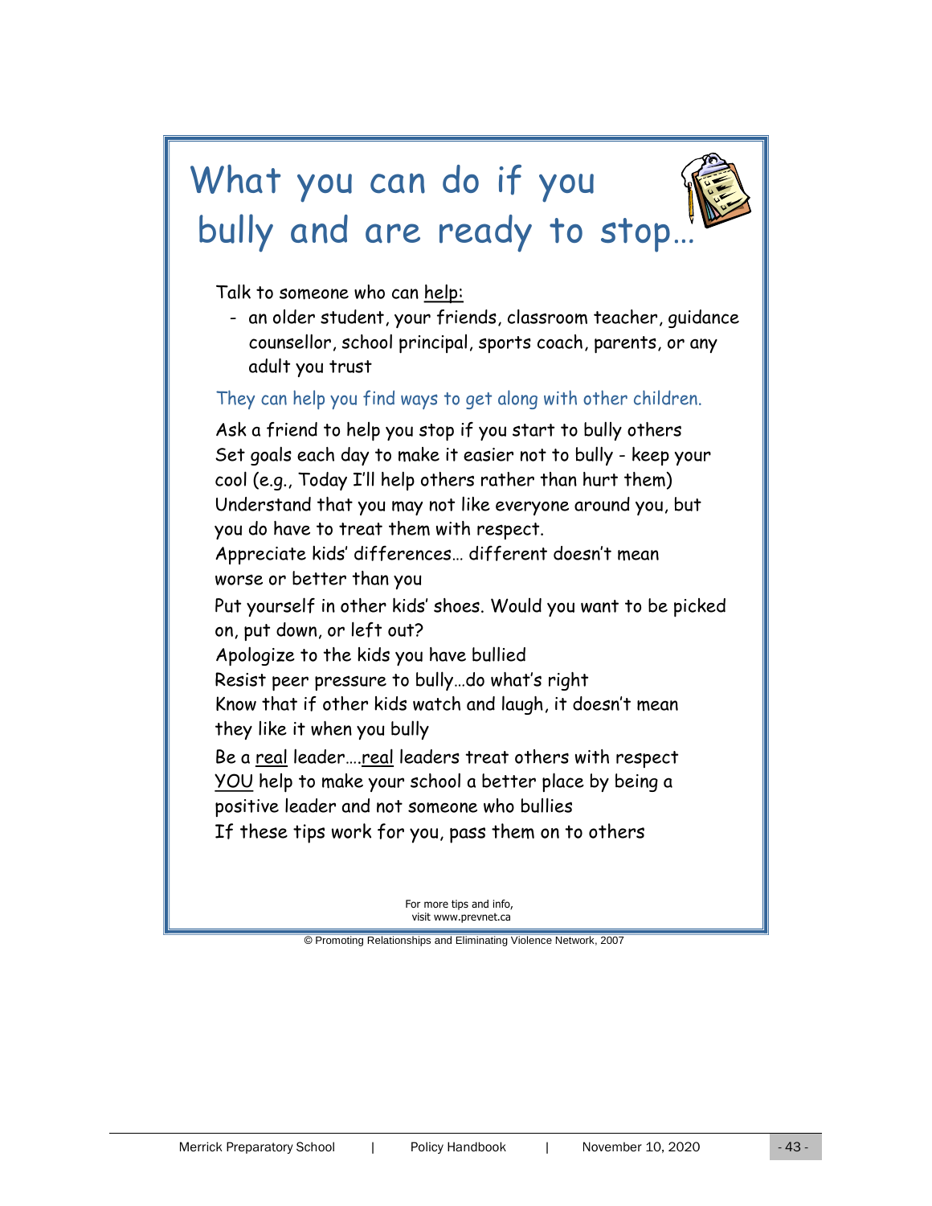# What you can do if you bully and are ready to stop…

Talk to someone who can help:

- an older student, your friends, classroom teacher, guidance counsellor, school principal, sports coach, parents, or any adult you trust

They can help you find ways to get along with other children.

Ask a friend to help you stop if you start to bully others

Set goals each day to make it easier not to bully - keep your cool (e.g., Today I'll help others rather than hurt them)

Understand that you may not like everyone around you, but you do have to treat them with respect.

Appreciate kids' differences… different doesn't mean worse or better than you

Put yourself in other kids' shoes. Would you want to be picked on, put down, or left out?

Apologize to the kids you have bullied

Resist peer pressure to bully…do what's right

Know that if other kids watch and laugh, it doesn't mean they like it when you bully

Be a real leader….real leaders treat others with respect

YOU help to make your school a better place by being a positive leader and not someone who bullies

If these tips work for you, pass them on to others

For more tips and info, visit www.prevnet.ca

© Promoting Relationships and Eliminating Violence Network, 2007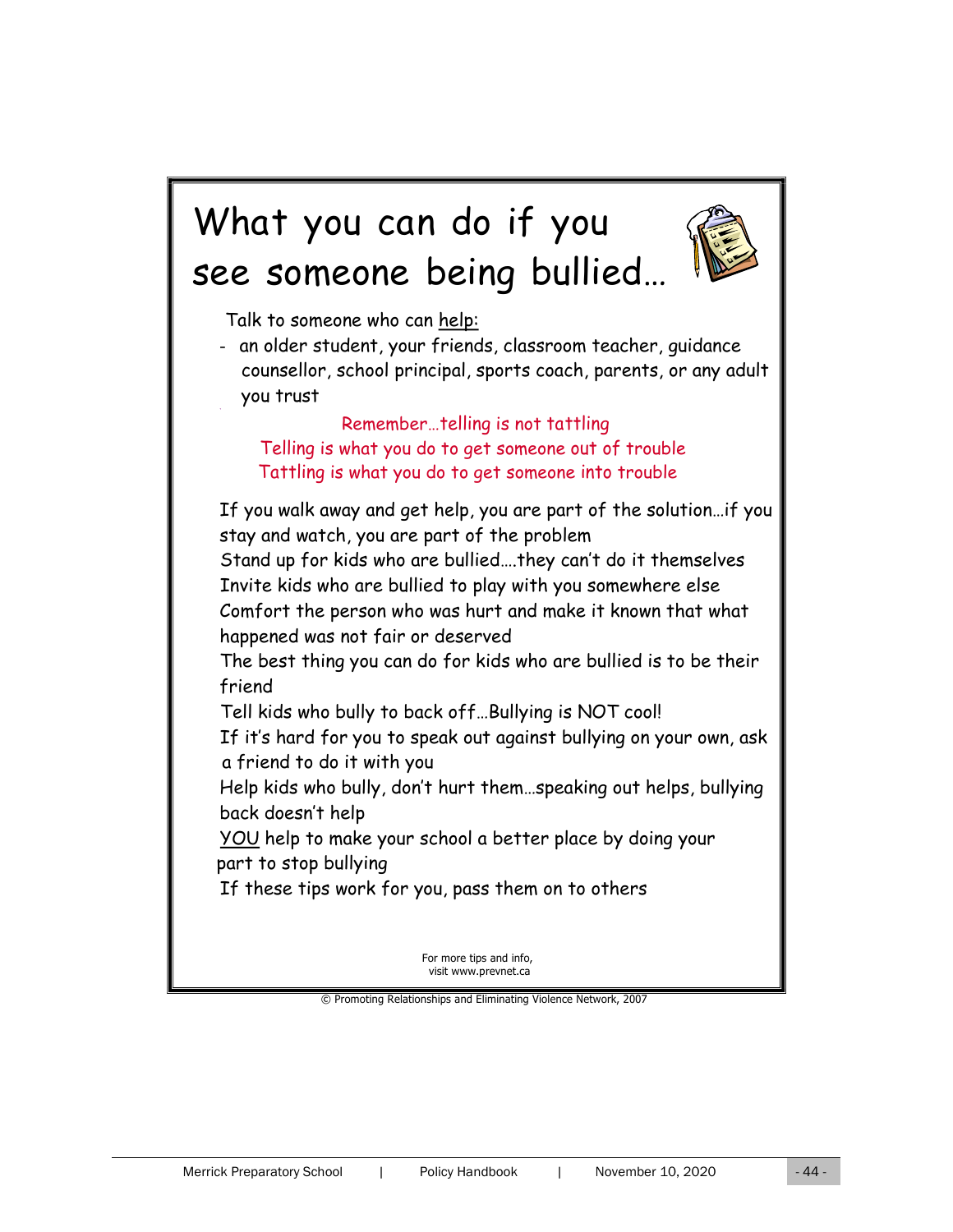# What you can do if you see someone being bullied…

Talk to someone who can help:

- an older student, your friends, classroom teacher, guidance counsellor, school principal, sports coach, parents, or any adult you trust

Remember…telling is not tattling
Telling is what you do to get someone out of trouble
Tattling is what you do to get someone into trouble

If you walk away and get help, you are part of the solution…if you stay and watch, you are part of the problem

Stand up for kids who are bullied….they can't do it themselves

Invite kids who are bullied to play with you somewhere else

Comfort the person who was hurt and make it known that what happened was not fair or deserved

The best thing you can do for kids who are bullied is to be their friend

Tell kids who bully to back off…Bullying is NOT cool!

If it's hard for you to speak out against bullying on your own, ask a friend to do it with you

Help kids who bully, don't hurt them…speaking out helps, bullying back doesn't help

YOU help to make your school a better place by doing your part to stop bullying

If these tips work for you, pass them on to others

For more tips and info, visit www.prevnet.ca

© Promoting Relationships and Eliminating Violence Network, 2007